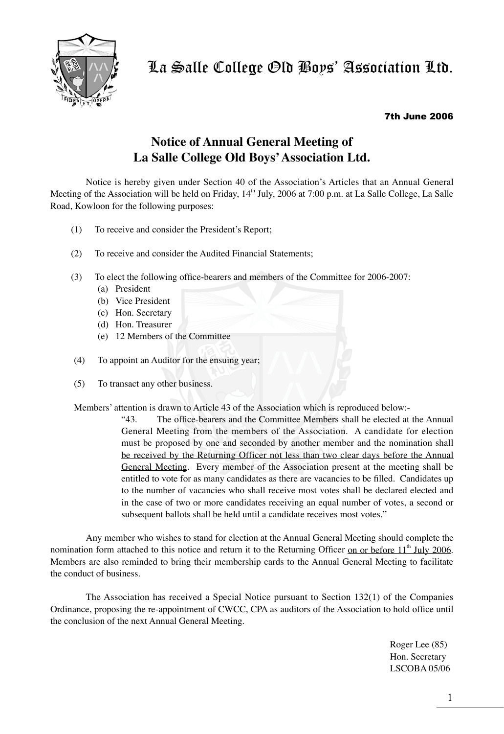La Salle College Old Boys' Association Ltd.

**7th June 2006**

# Notice of Annual General Meeting of La Salle College Old Boys' Association Ltd.

Notice is hereby given under Section 40 of the Association's Articles that an Annual General Meeting of the Association will be held on Friday, 14th July, 2006 at 7:00 p.m. at La Salle College, La Salle Road, Kowloon for the following purposes:

(1) To receive and consider the President's Report;

(2) To receive and consider the Audited Financial Statements;

(3) To elect the following office-bearers and members of the Committee for 2006-2007:
  - (a) President
  - (b) Vice President
  - (c) Hon. Secretary
  - (d) Hon. Treasurer
  - (e) 12 Members of the Committee

(4) To appoint an Auditor for the ensuing year;

(5) To transact any other business.

Members' attention is drawn to Article 43 of the Association which is reproduced below:-

> "43. The office-bearers and the Committee Members shall be elected at the Annual General Meeting from the members of the Association. A candidate for election must be proposed by one and seconded by another member and the nomination shall be received by the Returning Officer not less than two clear days before the Annual General Meeting. Every member of the Association present at the meeting shall be entitled to vote for as many candidates as there are vacancies to be filled. Candidates up to the number of vacancies who shall receive most votes shall be declared elected and in the case of two or more candidates receiving an equal number of votes, a second or subsequent ballots shall be held until a candidate receives most votes."

Any member who wishes to stand for election at the Annual General Meeting should complete the nomination form attached to this notice and return it to the Returning Officer on or before 11th July 2006. Members are also reminded to bring their membership cards to the Annual General Meeting to facilitate the conduct of business.

The Association has received a Special Notice pursuant to Section 132(1) of the Companies Ordinance, proposing the re-appointment of CWCC, CPA as auditors of the Association to hold office until the conclusion of the next Annual General Meeting.

Roger Lee (85)
Hon. Secretary
LSCOBA 05/06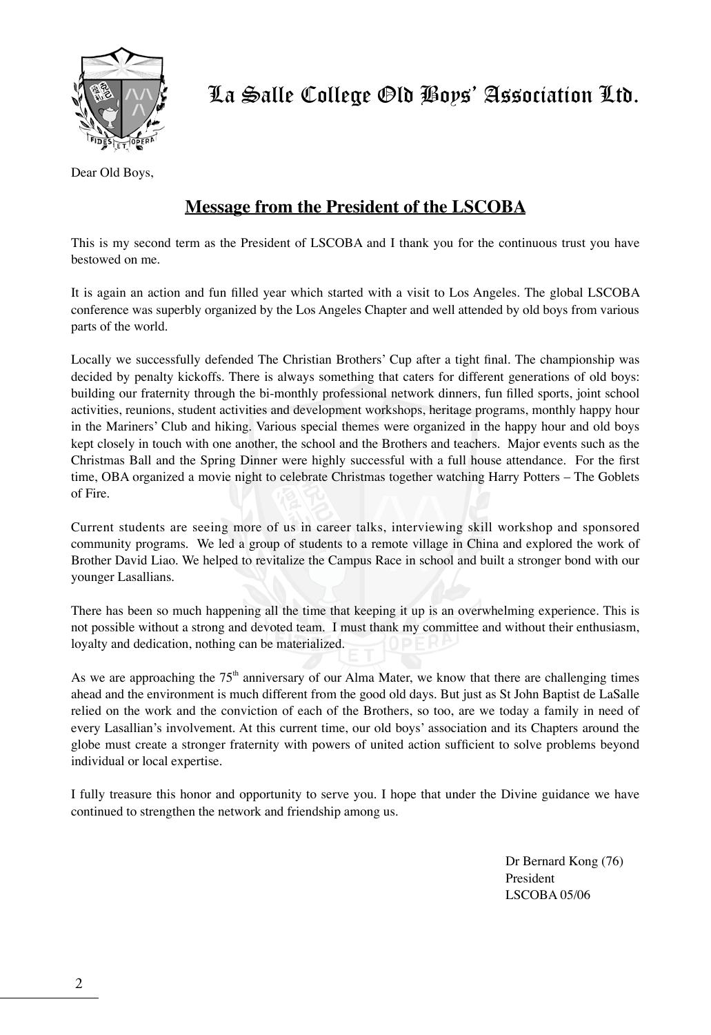# La Salle College Old Boys' Association Ltd.

Dear Old Boys,

## Message from the President of the LSCOBA

This is my second term as the President of LSCOBA and I thank you for the continuous trust you have bestowed on me.

It is again an action and fun filled year which started with a visit to Los Angeles. The global LSCOBA conference was superbly organized by the Los Angeles Chapter and well attended by old boys from various parts of the world.

Locally we successfully defended The Christian Brothers' Cup after a tight final. The championship was decided by penalty kickoffs. There is always something that caters for different generations of old boys: building our fraternity through the bi-monthly professional network dinners, fun filled sports, joint school activities, reunions, student activities and development workshops, heritage programs, monthly happy hour in the Mariners' Club and hiking. Various special themes were organized in the happy hour and old boys kept closely in touch with one another, the school and the Brothers and teachers. Major events such as the Christmas Ball and the Spring Dinner were highly successful with a full house attendance. For the first time, OBA organized a movie night to celebrate Christmas together watching Harry Potters – The Goblets of Fire.

Current students are seeing more of us in career talks, interviewing skill workshop and sponsored community programs. We led a group of students to a remote village in China and explored the work of Brother David Liao. We helped to revitalize the Campus Race in school and built a stronger bond with our younger Lasallians.

There has been so much happening all the time that keeping it up is an overwhelming experience. This is not possible without a strong and devoted team. I must thank my committee and without their enthusiasm, loyalty and dedication, nothing can be materialized.

As we are approaching the 75th anniversary of our Alma Mater, we know that there are challenging times ahead and the environment is much different from the good old days. But just as St John Baptist de LaSalle relied on the work and the conviction of each of the Brothers, so too, are we today a family in need of every Lasallian's involvement. At this current time, our old boys' association and its Chapters around the globe must create a stronger fraternity with powers of united action sufficient to solve problems beyond individual or local expertise.

I fully treasure this honor and opportunity to serve you. I hope that under the Divine guidance we have continued to strengthen the network and friendship among us.

Dr Bernard Kong (76)
President
LSCOBA 05/06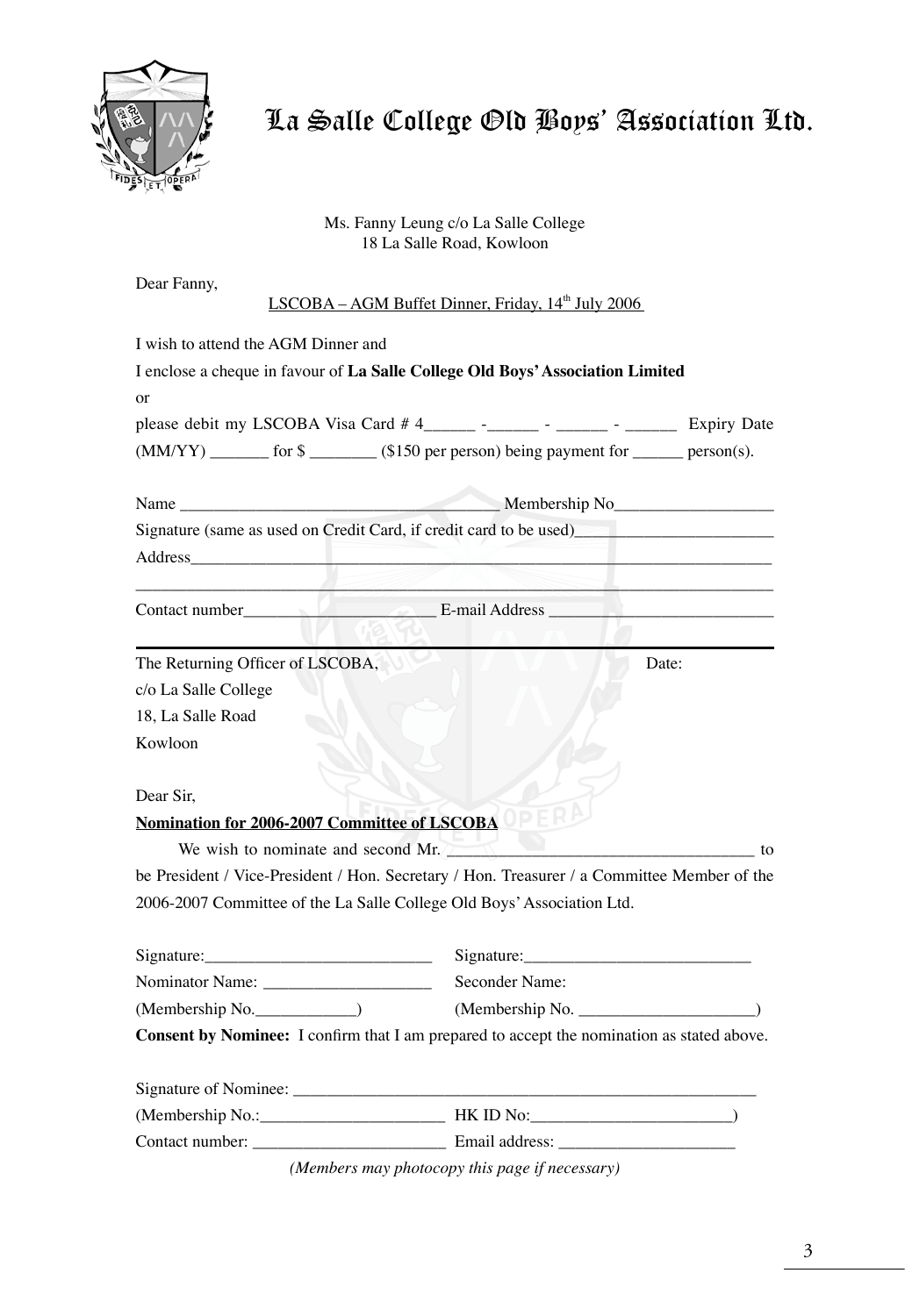# La Salle College Old Boys' Association Ltd.

Ms. Fanny Leung c/o La Salle College
18 La Salle Road, Kowloon

Dear Fanny,

LSCOBA – AGM Buffet Dinner, Friday, 14th July 2006

I wish to attend the AGM Dinner and

I enclose a cheque in favour of **La Salle College Old Boys' Association Limited**

or

please debit my LSCOBA Visa Card # 4______ -______ - ______ - ______ Expiry Date (MM/YY) _______ for $ ________ ($150 per person) being payment for ______ person(s).

Name ______________________________________ Membership No___________________

Signature (same as used on Credit Card, if credit card to be used)________________________

Address_____________________________________________________________________

____________________________________________________________________________

Contact number______________________ E-mail Address ___________________________

---

The Returning Officer of LSCOBA, Date:

c/o La Salle College
18, La Salle Road
Kowloon

Dear Sir,

**Nomination for 2006-2007 Committee of LSCOBA**

We wish to nominate and second Mr. ____________________________________ to be President / Vice-President / Hon. Secretary / Hon. Treasurer / a Committee Member of the 2006-2007 Committee of the La Salle College Old Boys' Association Ltd.

Signature:___________________________ Signature:___________________________

Nominator Name: ____________________ Seconder Name:

(Membership No.____________) (Membership No. _____________________)

**Consent by Nominee:** I confirm that I am prepared to accept the nomination as stated above.

Signature of Nominee: ________________________________________________________

(Membership No.:______________________ HK ID No:________________________)

Contact number: _______________________ Email address: _____________________

*(Members may photocopy this page if necessary)*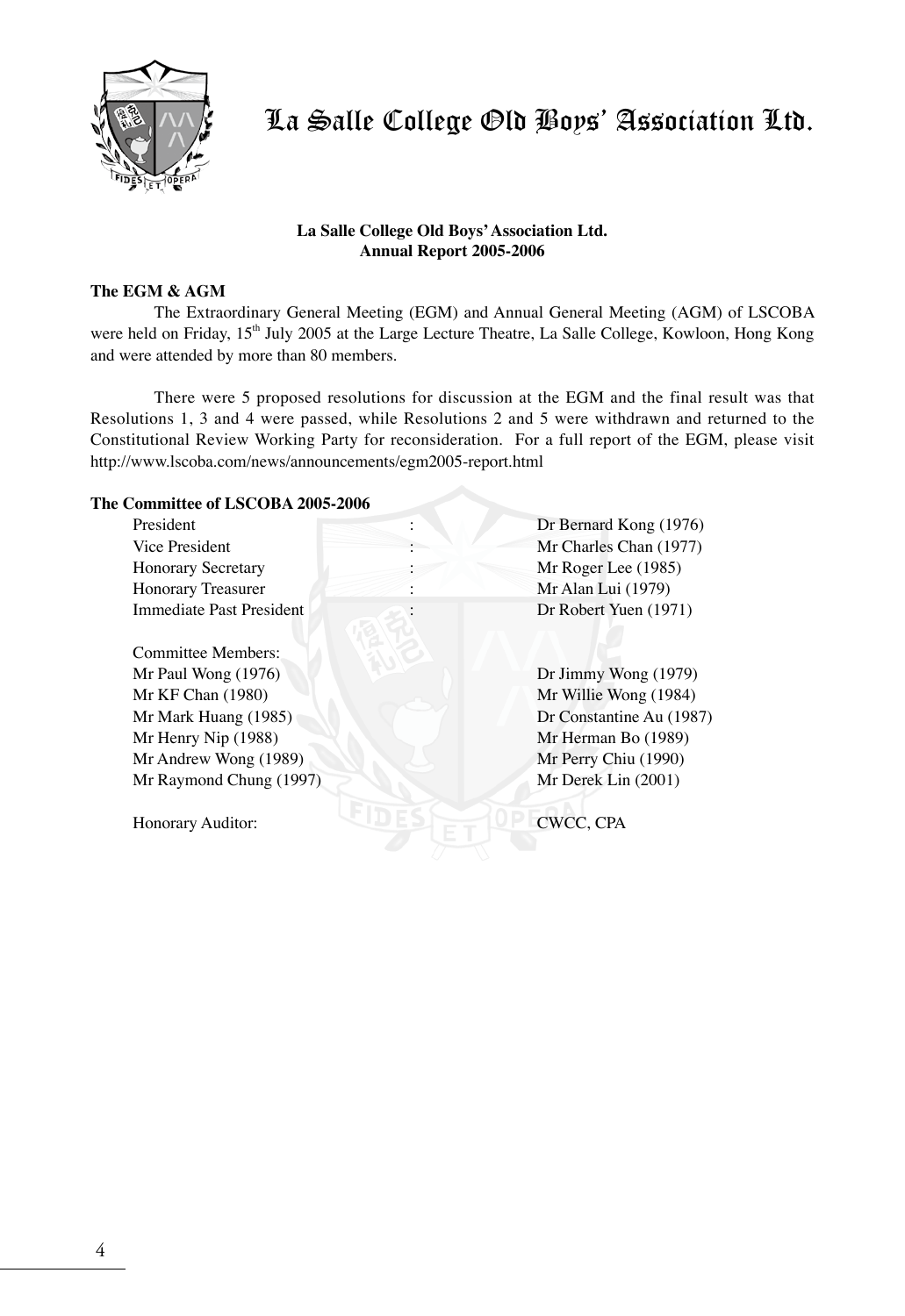# La Salle College Old Boys' Association Ltd.

**La Salle College Old Boys' Association Ltd.**
**Annual Report 2005-2006**

## The EGM & AGM

The Extraordinary General Meeting (EGM) and Annual General Meeting (AGM) of LSCOBA were held on Friday, 15th July 2005 at the Large Lecture Theatre, La Salle College, Kowloon, Hong Kong and were attended by more than 80 members.

There were 5 proposed resolutions for discussion at the EGM and the final result was that Resolutions 1, 3 and 4 were passed, while Resolutions 2 and 5 were withdrawn and returned to the Constitutional Review Working Party for reconsideration. For a full report of the EGM, please visit http://www.lscoba.com/news/announcements/egm2005-report.html

## The Committee of LSCOBA 2005-2006

| | | |
|---|---|---|
| President | : | Dr Bernard Kong (1976) |
| Vice President | : | Mr Charles Chan (1977) |
| Honorary Secretary | : | Mr Roger Lee (1985) |
| Honorary Treasurer | : | Mr Alan Lui (1979) |
| Immediate Past President | : | Dr Robert Yuen (1971) |

Committee Members:

| | |
|---|---|
| Mr Paul Wong (1976) | Dr Jimmy Wong (1979) |
| Mr KF Chan (1980) | Mr Willie Wong (1984) |
| Mr Mark Huang (1985) | Dr Constantine Au (1987) |
| Mr Henry Nip (1988) | Mr Herman Bo (1989) |
| Mr Andrew Wong (1989) | Mr Perry Chiu (1990) |
| Mr Raymond Chung (1997) | Mr Derek Lin (2001) |

Honorary Auditor: CWCC, CPA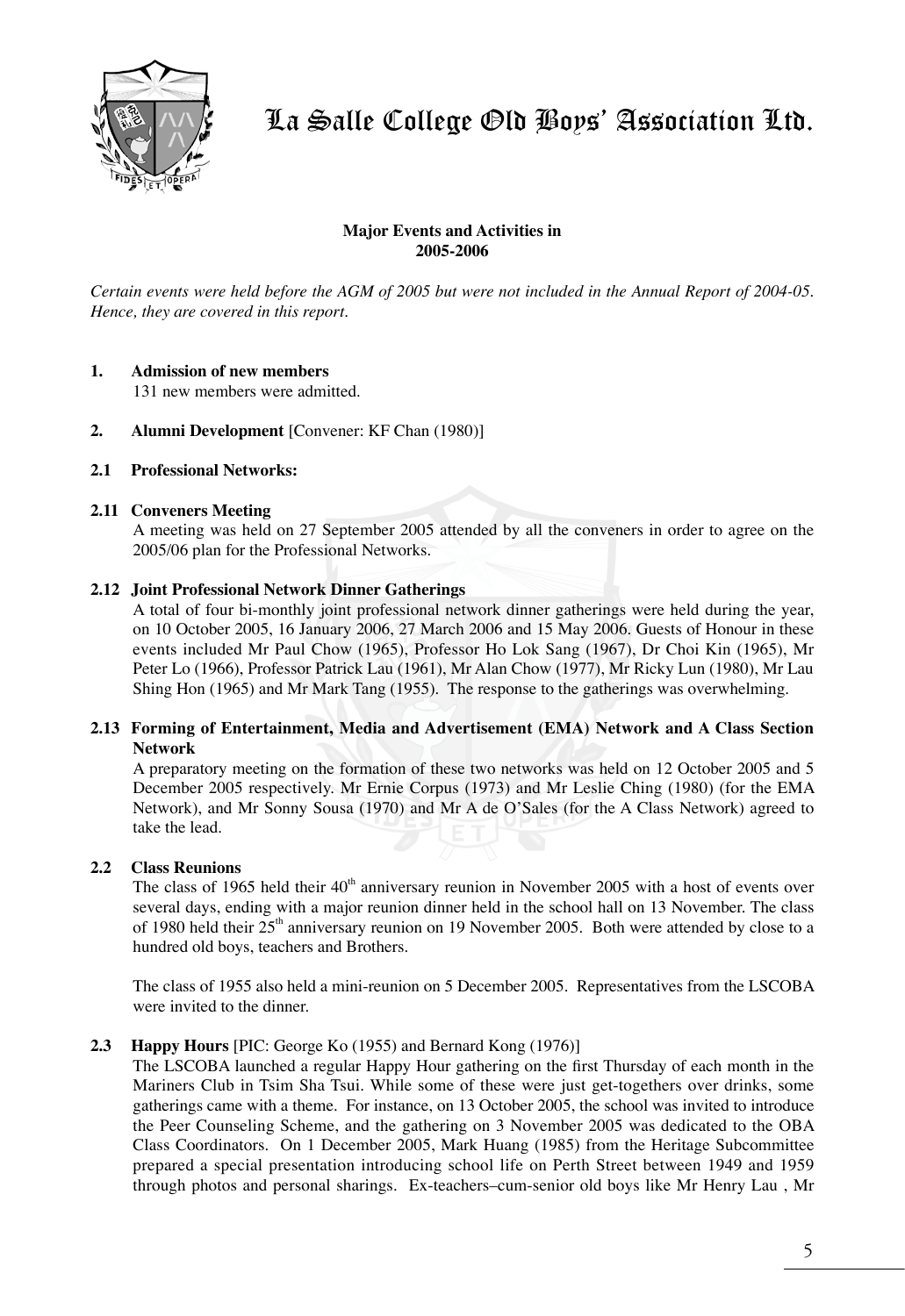# La Salle College Old Boys' Association Ltd.

**Major Events and Activities in 2005-2006**

*Certain events were held before the AGM of 2005 but were not included in the Annual Report of 2004-05. Hence, they are covered in this report.*

**1. Admission of new members**

131 new members were admitted.

**2. Alumni Development** [Convener: KF Chan (1980)]

**2.1 Professional Networks:**

**2.11 Conveners Meeting**

A meeting was held on 27 September 2005 attended by all the conveners in order to agree on the 2005/06 plan for the Professional Networks.

**2.12 Joint Professional Network Dinner Gatherings**

A total of four bi-monthly joint professional network dinner gatherings were held during the year, on 10 October 2005, 16 January 2006, 27 March 2006 and 15 May 2006. Guests of Honour in these events included Mr Paul Chow (1965), Professor Ho Lok Sang (1967), Dr Choi Kin (1965), Mr Peter Lo (1966), Professor Patrick Lau (1961), Mr Alan Chow (1977), Mr Ricky Lun (1980), Mr Lau Shing Hon (1965) and Mr Mark Tang (1955). The response to the gatherings was overwhelming.

**2.13 Forming of Entertainment, Media and Advertisement (EMA) Network and A Class Section Network**

A preparatory meeting on the formation of these two networks was held on 12 October 2005 and 5 December 2005 respectively. Mr Ernie Corpus (1973) and Mr Leslie Ching (1980) (for the EMA Network), and Mr Sonny Sousa (1970) and Mr A de O'Sales (for the A Class Network) agreed to take the lead.

**2.2 Class Reunions**

The class of 1965 held their 40th anniversary reunion in November 2005 with a host of events over several days, ending with a major reunion dinner held in the school hall on 13 November. The class of 1980 held their 25th anniversary reunion on 19 November 2005. Both were attended by close to a hundred old boys, teachers and Brothers.

The class of 1955 also held a mini-reunion on 5 December 2005. Representatives from the LSCOBA were invited to the dinner.

**2.3 Happy Hours** [PIC: George Ko (1955) and Bernard Kong (1976)]

The LSCOBA launched a regular Happy Hour gathering on the first Thursday of each month in the Mariners Club in Tsim Sha Tsui. While some of these were just get-togethers over drinks, some gatherings came with a theme. For instance, on 13 October 2005, the school was invited to introduce the Peer Counseling Scheme, and the gathering on 3 November 2005 was dedicated to the OBA Class Coordinators. On 1 December 2005, Mark Huang (1985) from the Heritage Subcommittee prepared a special presentation introducing school life on Perth Street between 1949 and 1959 through photos and personal sharings. Ex-teachers–cum-senior old boys like Mr Henry Lau , Mr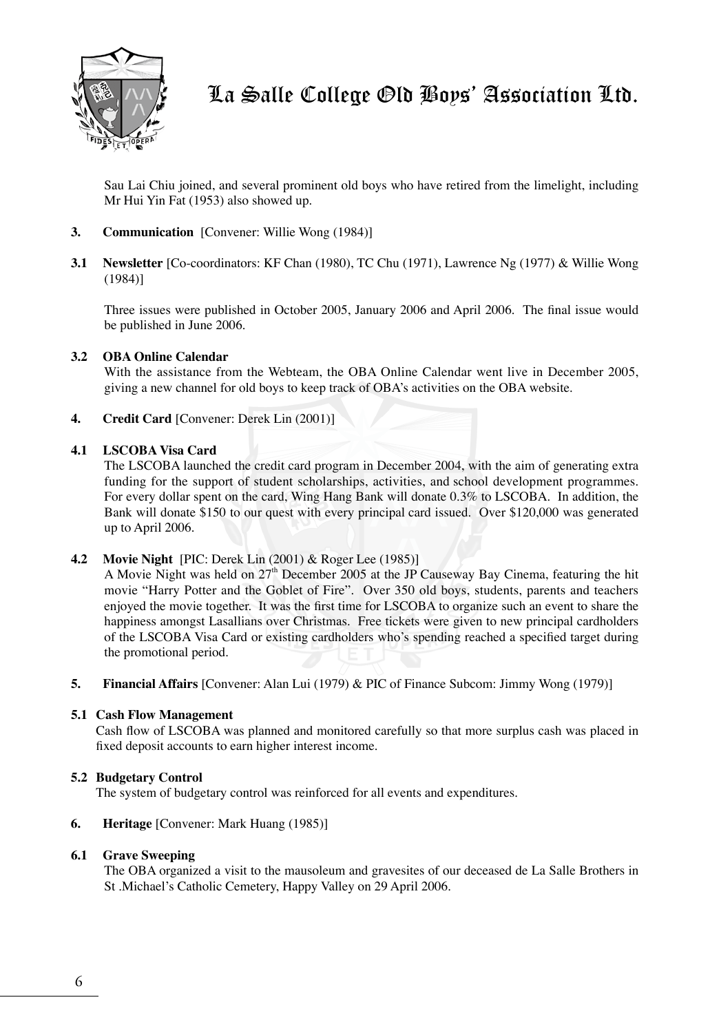Sau Lai Chiu joined, and several prominent old boys who have retired from the limelight, including Mr Hui Yin Fat (1953) also showed up.

**3. Communication** [Convener: Willie Wong (1984)]

**3.1 Newsletter** [Co-coordinators: KF Chan (1980), TC Chu (1971), Lawrence Ng (1977) & Willie Wong (1984)]

Three issues were published in October 2005, January 2006 and April 2006. The final issue would be published in June 2006.

**3.2 OBA Online Calendar**

With the assistance from the Webteam, the OBA Online Calendar went live in December 2005, giving a new channel for old boys to keep track of OBA's activities on the OBA website.

**4. Credit Card** [Convener: Derek Lin (2001)]

**4.1 LSCOBA Visa Card**

The LSCOBA launched the credit card program in December 2004, with the aim of generating extra funding for the support of student scholarships, activities, and school development programmes. For every dollar spent on the card, Wing Hang Bank will donate 0.3% to LSCOBA. In addition, the Bank will donate $150 to our quest with every principal card issued. Over $120,000 was generated up to April 2006.

**4.2 Movie Night** [PIC: Derek Lin (2001) & Roger Lee (1985)]

A Movie Night was held on 27th December 2005 at the JP Causeway Bay Cinema, featuring the hit movie "Harry Potter and the Goblet of Fire". Over 350 old boys, students, parents and teachers enjoyed the movie together. It was the first time for LSCOBA to organize such an event to share the happiness amongst Lasallians over Christmas. Free tickets were given to new principal cardholders of the LSCOBA Visa Card or existing cardholders who's spending reached a specified target during the promotional period.

**5. Financial Affairs** [Convener: Alan Lui (1979) & PIC of Finance Subcom: Jimmy Wong (1979)]

**5.1 Cash Flow Management**

Cash flow of LSCOBA was planned and monitored carefully so that more surplus cash was placed in fixed deposit accounts to earn higher interest income.

**5.2 Budgetary Control**

The system of budgetary control was reinforced for all events and expenditures.

**6. Heritage** [Convener: Mark Huang (1985)]

**6.1 Grave Sweeping**

The OBA organized a visit to the mausoleum and gravesites of our deceased de La Salle Brothers in St .Michael's Catholic Cemetery, Happy Valley on 29 April 2006.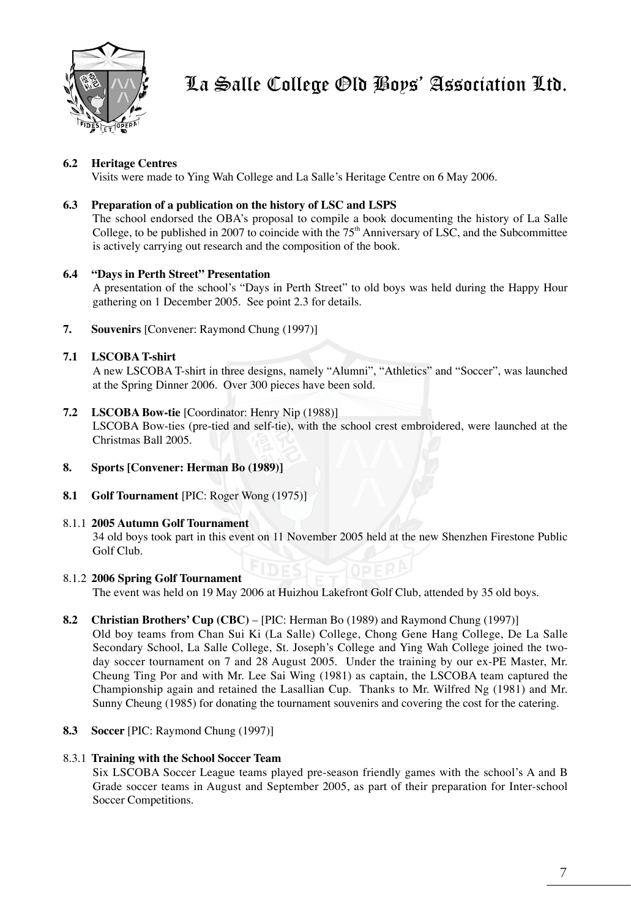**6.2 Heritage Centres**

Visits were made to Ying Wah College and La Salle's Heritage Centre on 6 May 2006.

**6.3 Preparation of a publication on the history of LSC and LSPS**

The school endorsed the OBA's proposal to compile a book documenting the history of La Salle College, to be published in 2007 to coincide with the 75th Anniversary of LSC, and the Subcommittee is actively carrying out research and the composition of the book.

**6.4 "Days in Perth Street" Presentation**

A presentation of the school's "Days in Perth Street" to old boys was held during the Happy Hour gathering on 1 December 2005. See point 2.3 for details.

**7. Souvenirs** [Convener: Raymond Chung (1997)]

**7.1 LSCOBA T-shirt**

A new LSCOBA T-shirt in three designs, namely "Alumni", "Athletics" and "Soccer", was launched at the Spring Dinner 2006. Over 300 pieces have been sold.

**7.2 LSCOBA Bow-tie** [Coordinator: Henry Nip (1988)]

LSCOBA Bow-ties (pre-tied and self-tie), with the school crest embroidered, were launched at the Christmas Ball 2005.

**8. Sports [Convener: Herman Bo (1989)]**

**8.1 Golf Tournament** [PIC: Roger Wong (1975)]

8.1.1 **2005 Autumn Golf Tournament**

34 old boys took part in this event on 11 November 2005 held at the new Shenzhen Firestone Public Golf Club.

8.1.2 **2006 Spring Golf Tournament**

The event was held on 19 May 2006 at Huizhou Lakefront Golf Club, attended by 35 old boys.

**8.2 Christian Brothers' Cup (CBC)** – [PIC: Herman Bo (1989) and Raymond Chung (1997)]

Old boy teams from Chan Sui Ki (La Salle) College, Chong Gene Hang College, De La Salle Secondary School, La Salle College, St. Joseph's College and Ying Wah College joined the two-day soccer tournament on 7 and 28 August 2005. Under the training by our ex-PE Master, Mr. Cheung Ting Por and with Mr. Lee Sai Wing (1981) as captain, the LSCOBA team captured the Championship again and retained the Lasallian Cup. Thanks to Mr. Wilfred Ng (1981) and Mr. Sunny Cheung (1985) for donating the tournament souvenirs and covering the cost for the catering.

**8.3 Soccer** [PIC: Raymond Chung (1997)]

8.3.1 **Training with the School Soccer Team**

Six LSCOBA Soccer League teams played pre-season friendly games with the school's A and B Grade soccer teams in August and September 2005, as part of their preparation for Inter-school Soccer Competitions.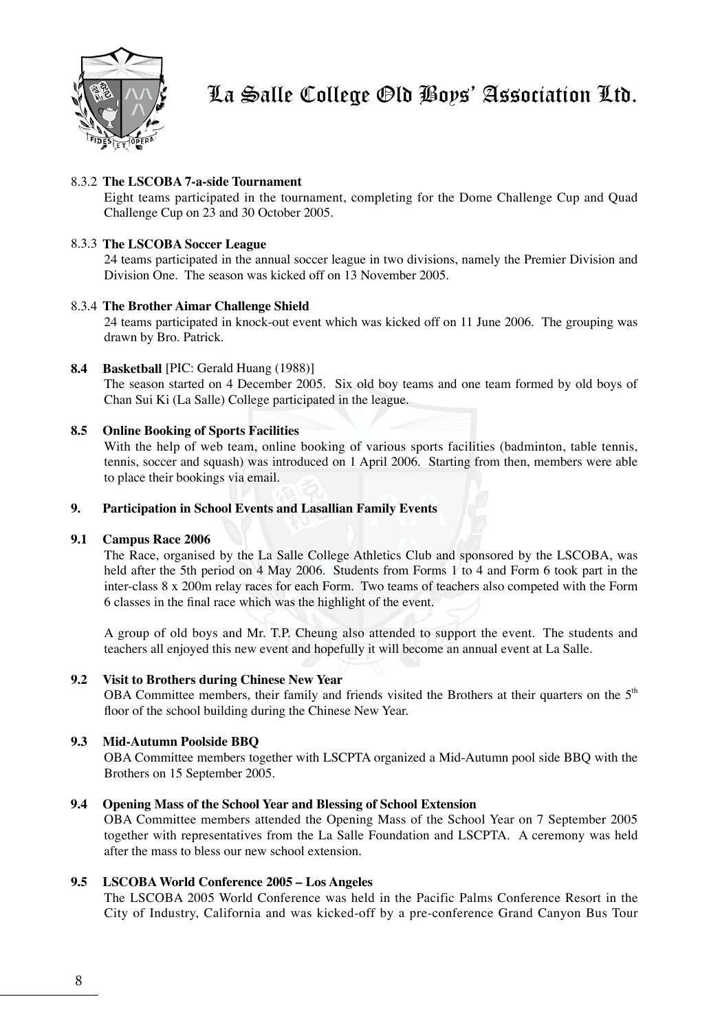#### 8.3.2 The LSCOBA 7-a-side Tournament

Eight teams participated in the tournament, completing for the Dome Challenge Cup and Quad Challenge Cup on 23 and 30 October 2005.

#### 8.3.3 The LSCOBA Soccer League

24 teams participated in the annual soccer league in two divisions, namely the Premier Division and Division One. The season was kicked off on 13 November 2005.

#### 8.3.4 The Brother Aimar Challenge Shield

24 teams participated in knock-out event which was kicked off on 11 June 2006. The grouping was drawn by Bro. Patrick.

### 8.4 Basketball [PIC: Gerald Huang (1988)]

The season started on 4 December 2005. Six old boy teams and one team formed by old boys of Chan Sui Ki (La Salle) College participated in the league.

### 8.5 Online Booking of Sports Facilities

With the help of web team, online booking of various sports facilities (badminton, table tennis, tennis, soccer and squash) was introduced on 1 April 2006. Starting from then, members were able to place their bookings via email.

## 9. Participation in School Events and Lasallian Family Events

### 9.1 Campus Race 2006

The Race, organised by the La Salle College Athletics Club and sponsored by the LSCOBA, was held after the 5th period on 4 May 2006. Students from Forms 1 to 4 and Form 6 took part in the inter-class 8 x 200m relay races for each Form. Two teams of teachers also competed with the Form 6 classes in the final race which was the highlight of the event.

A group of old boys and Mr. T.P. Cheung also attended to support the event. The students and teachers all enjoyed this new event and hopefully it will become an annual event at La Salle.

### 9.2 Visit to Brothers during Chinese New Year

OBA Committee members, their family and friends visited the Brothers at their quarters on the 5th floor of the school building during the Chinese New Year.

### 9.3 Mid-Autumn Poolside BBQ

OBA Committee members together with LSCPTA organized a Mid-Autumn pool side BBQ with the Brothers on 15 September 2005.

### 9.4 Opening Mass of the School Year and Blessing of School Extension

OBA Committee members attended the Opening Mass of the School Year on 7 September 2005 together with representatives from the La Salle Foundation and LSCPTA. A ceremony was held after the mass to bless our new school extension.

### 9.5 LSCOBA World Conference 2005 – Los Angeles

The LSCOBA 2005 World Conference was held in the Pacific Palms Conference Resort in the City of Industry, California and was kicked-off by a pre-conference Grand Canyon Bus Tour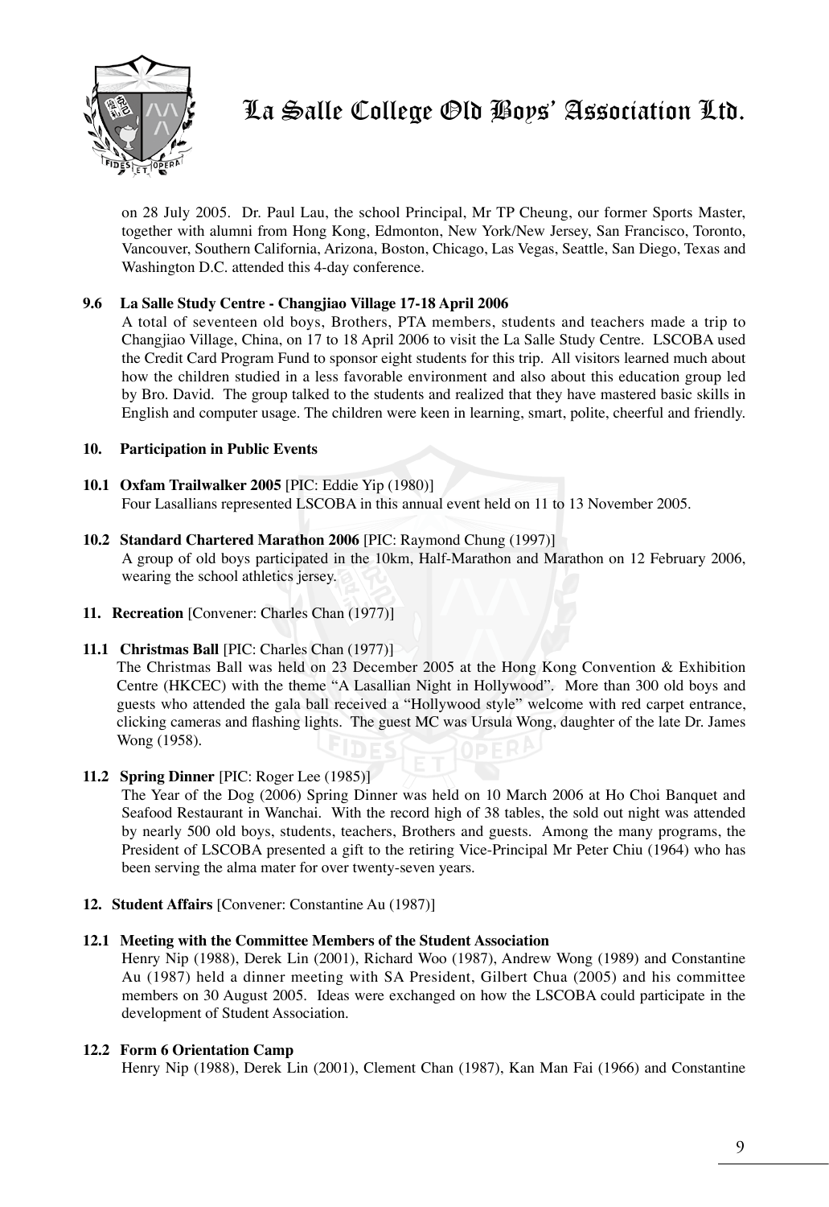on 28 July 2005. Dr. Paul Lau, the school Principal, Mr TP Cheung, our former Sports Master, together with alumni from Hong Kong, Edmonton, New York/New Jersey, San Francisco, Toronto, Vancouver, Southern California, Arizona, Boston, Chicago, Las Vegas, Seattle, San Diego, Texas and Washington D.C. attended this 4-day conference.

**9.6 La Salle Study Centre - Changjiao Village 17-18 April 2006**

A total of seventeen old boys, Brothers, PTA members, students and teachers made a trip to Changjiao Village, China, on 17 to 18 April 2006 to visit the La Salle Study Centre. LSCOBA used the Credit Card Program Fund to sponsor eight students for this trip. All visitors learned much about how the children studied in a less favorable environment and also about this education group led by Bro. David. The group talked to the students and realized that they have mastered basic skills in English and computer usage. The children were keen in learning, smart, polite, cheerful and friendly.

## 10. Participation in Public Events

**10.1 Oxfam Trailwalker 2005** [PIC: Eddie Yip (1980)]

Four Lasallians represented LSCOBA in this annual event held on 11 to 13 November 2005.

**10.2 Standard Chartered Marathon 2006** [PIC: Raymond Chung (1997)]

A group of old boys participated in the 10km, Half-Marathon and Marathon on 12 February 2006, wearing the school athletics jersey.

## 11. Recreation [Convener: Charles Chan (1977)]

**11.1 Christmas Ball** [PIC: Charles Chan (1977)]

The Christmas Ball was held on 23 December 2005 at the Hong Kong Convention & Exhibition Centre (HKCEC) with the theme "A Lasallian Night in Hollywood". More than 300 old boys and guests who attended the gala ball received a "Hollywood style" welcome with red carpet entrance, clicking cameras and flashing lights. The guest MC was Ursula Wong, daughter of the late Dr. James Wong (1958).

**11.2 Spring Dinner** [PIC: Roger Lee (1985)]

The Year of the Dog (2006) Spring Dinner was held on 10 March 2006 at Ho Choi Banquet and Seafood Restaurant in Wanchai. With the record high of 38 tables, the sold out night was attended by nearly 500 old boys, students, teachers, Brothers and guests. Among the many programs, the President of LSCOBA presented a gift to the retiring Vice-Principal Mr Peter Chiu (1964) who has been serving the alma mater for over twenty-seven years.

## 12. Student Affairs [Convener: Constantine Au (1987)]

**12.1 Meeting with the Committee Members of the Student Association**

Henry Nip (1988), Derek Lin (2001), Richard Woo (1987), Andrew Wong (1989) and Constantine Au (1987) held a dinner meeting with SA President, Gilbert Chua (2005) and his committee members on 30 August 2005. Ideas were exchanged on how the LSCOBA could participate in the development of Student Association.

**12.2 Form 6 Orientation Camp**

Henry Nip (1988), Derek Lin (2001), Clement Chan (1987), Kan Man Fai (1966) and Constantine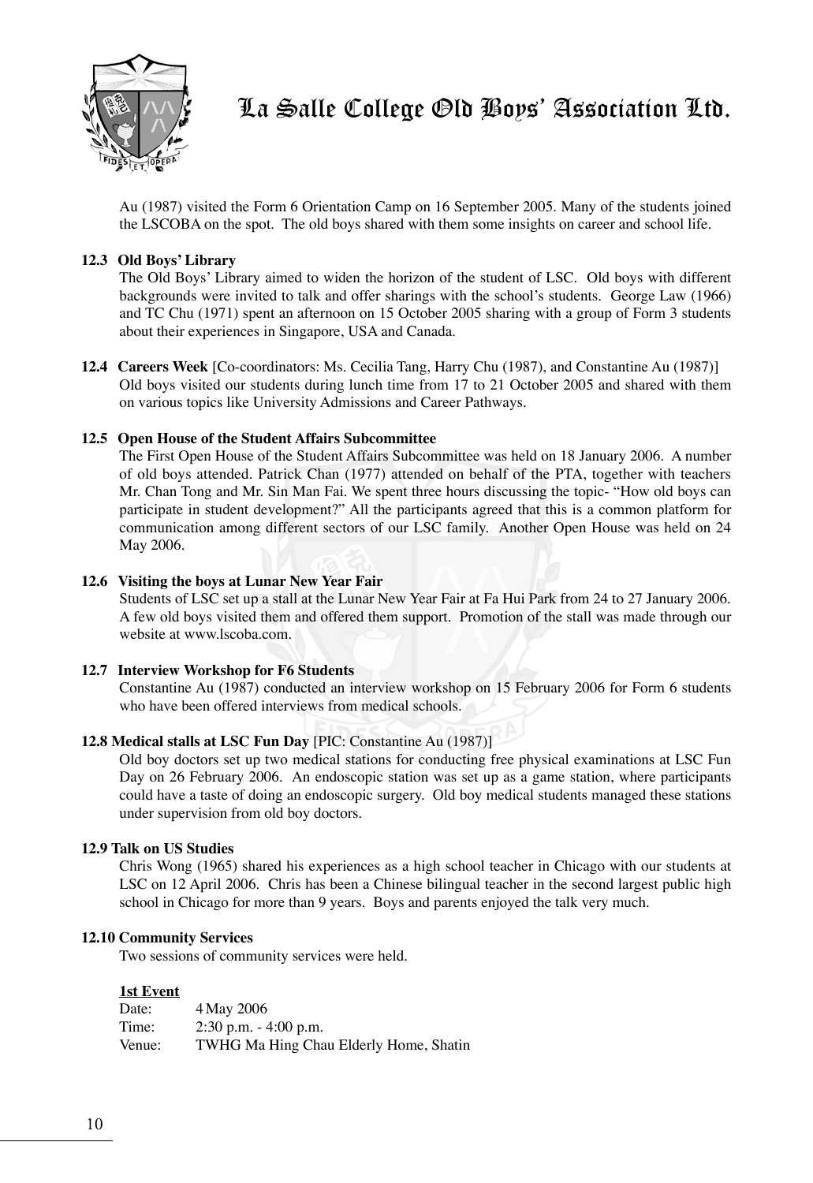Au (1987) visited the Form 6 Orientation Camp on 16 September 2005. Many of the students joined the LSCOBA on the spot. The old boys shared with them some insights on career and school life.

### 12.3 Old Boys' Library

The Old Boys' Library aimed to widen the horizon of the student of LSC. Old boys with different backgrounds were invited to talk and offer sharings with the school's students. George Law (1966) and TC Chu (1971) spent an afternoon on 15 October 2005 sharing with a group of Form 3 students about their experiences in Singapore, USA and Canada.

### 12.4 Careers Week [Co-coordinators: Ms. Cecilia Tang, Harry Chu (1987), and Constantine Au (1987)]

Old boys visited our students during lunch time from 17 to 21 October 2005 and shared with them on various topics like University Admissions and Career Pathways.

### 12.5 Open House of the Student Affairs Subcommittee

The First Open House of the Student Affairs Subcommittee was held on 18 January 2006. A number of old boys attended. Patrick Chan (1977) attended on behalf of the PTA, together with teachers Mr. Chan Tong and Mr. Sin Man Fai. We spent three hours discussing the topic- "How old boys can participate in student development?" All the participants agreed that this is a common platform for communication among different sectors of our LSC family. Another Open House was held on 24 May 2006.

### 12.6 Visiting the boys at Lunar New Year Fair

Students of LSC set up a stall at the Lunar New Year Fair at Fa Hui Park from 24 to 27 January 2006. A few old boys visited them and offered them support. Promotion of the stall was made through our website at www.lscoba.com.

### 12.7 Interview Workshop for F6 Students

Constantine Au (1987) conducted an interview workshop on 15 February 2006 for Form 6 students who have been offered interviews from medical schools.

### 12.8 Medical stalls at LSC Fun Day [PIC: Constantine Au (1987)]

Old boy doctors set up two medical stations for conducting free physical examinations at LSC Fun Day on 26 February 2006. An endoscopic station was set up as a game station, where participants could have a taste of doing an endoscopic surgery. Old boy medical students managed these stations under supervision from old boy doctors.

### 12.9 Talk on US Studies

Chris Wong (1965) shared his experiences as a high school teacher in Chicago with our students at LSC on 12 April 2006. Chris has been a Chinese bilingual teacher in the second largest public high school in Chicago for more than 9 years. Boys and parents enjoyed the talk very much.

### 12.10 Community Services

Two sessions of community services were held.

**1st Event**

Date: 4 May 2006
Time: 2:30 p.m. - 4:00 p.m.
Venue: TWHG Ma Hing Chau Elderly Home, Shatin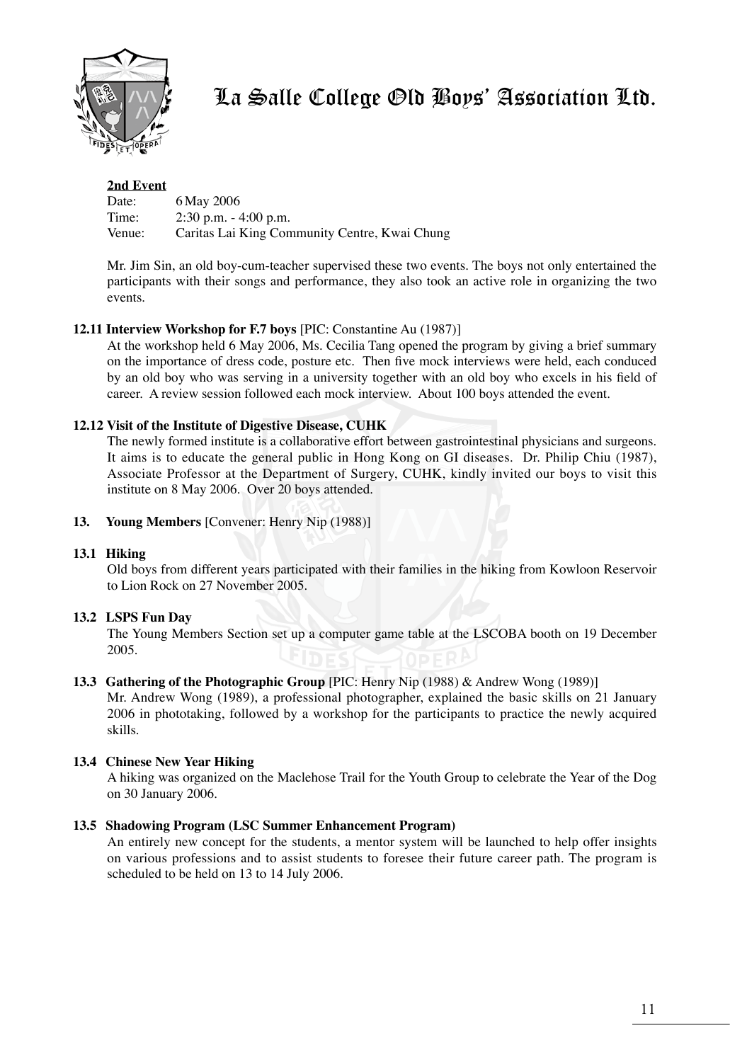**2nd Event**

Date: 6 May 2006
Time: 2:30 p.m. - 4:00 p.m.
Venue: Caritas Lai King Community Centre, Kwai Chung

Mr. Jim Sin, an old boy-cum-teacher supervised these two events. The boys not only entertained the participants with their songs and performance, they also took an active role in organizing the two events.

**12.11 Interview Workshop for F.7 boys** [PIC: Constantine Au (1987)]

At the workshop held 6 May 2006, Ms. Cecilia Tang opened the program by giving a brief summary on the importance of dress code, posture etc. Then five mock interviews were held, each conduced by an old boy who was serving in a university together with an old boy who excels in his field of career. A review session followed each mock interview. About 100 boys attended the event.

**12.12 Visit of the Institute of Digestive Disease, CUHK**

The newly formed institute is a collaborative effort between gastrointestinal physicians and surgeons. It aims is to educate the general public in Hong Kong on GI diseases. Dr. Philip Chiu (1987), Associate Professor at the Department of Surgery, CUHK, kindly invited our boys to visit this institute on 8 May 2006. Over 20 boys attended.

**13. Young Members** [Convener: Henry Nip (1988)]

**13.1 Hiking**

Old boys from different years participated with their families in the hiking from Kowloon Reservoir to Lion Rock on 27 November 2005.

**13.2 LSPS Fun Day**

The Young Members Section set up a computer game table at the LSCOBA booth on 19 December 2005.

**13.3 Gathering of the Photographic Group** [PIC: Henry Nip (1988) & Andrew Wong (1989)]

Mr. Andrew Wong (1989), a professional photographer, explained the basic skills on 21 January 2006 in phototaking, followed by a workshop for the participants to practice the newly acquired skills.

**13.4 Chinese New Year Hiking**

A hiking was organized on the Maclehose Trail for the Youth Group to celebrate the Year of the Dog on 30 January 2006.

**13.5 Shadowing Program (LSC Summer Enhancement Program)**

An entirely new concept for the students, a mentor system will be launched to help offer insights on various professions and to assist students to foresee their future career path. The program is scheduled to be held on 13 to 14 July 2006.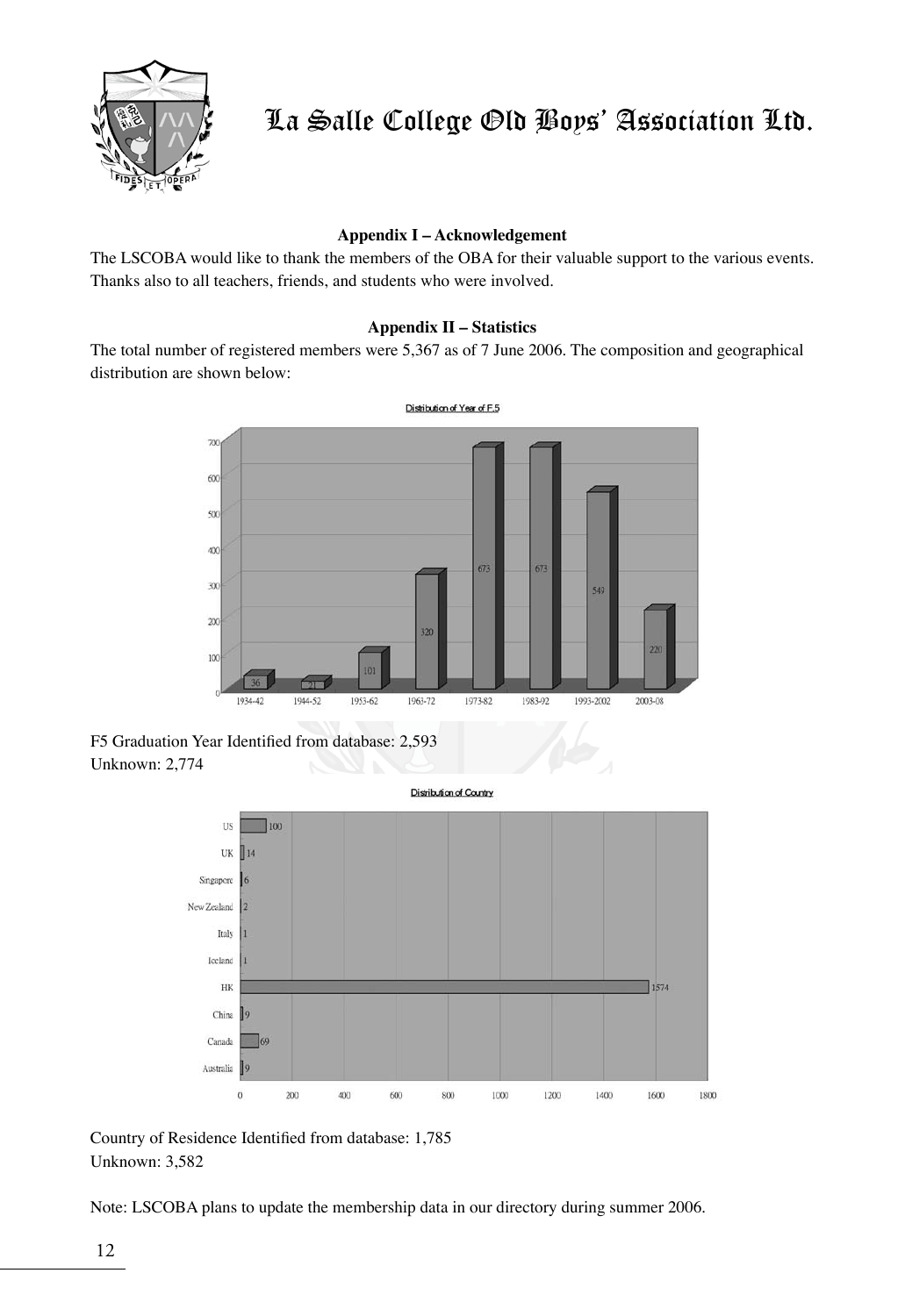# La Salle College Old Boys' Association Ltd.

### Appendix I – Acknowledgement

The LSCOBA would like to thank the members of the OBA for their valuable support to the various events. Thanks also to all teachers, friends, and students who were involved.

### Appendix II – Statistics

The total number of registered members were 5,367 as of 7 June 2006. The composition and geographical distribution are shown below:

**Distribution of Year of F.5**

| Year of F.5 | Members |
| --- | --- |
| 1934-42 | 36 |
| 1944-52 | 21 |
| 1953-62 | 101 |
| 1963-72 | 320 |
| 1973-82 | 673 |
| 1983-92 | 673 |
| 1993-2002 | 549 |
| 2003-08 | 220 |

F5 Graduation Year Identified from database: 2,593
Unknown: 2,774

**Distribution of Country**

| Country | Members |
| --- | --- |
| US | 100 |
| UK | 14 |
| Singapore | 6 |
| New Zealand | 2 |
| Italy | 1 |
| Iceland | 1 |
| HK | 1574 |
| China | 9 |
| Canada | 69 |
| Australia | 9 |

Country of Residence Identified from database: 1,785
Unknown: 3,582

Note: LSCOBA plans to update the membership data in our directory during summer 2006.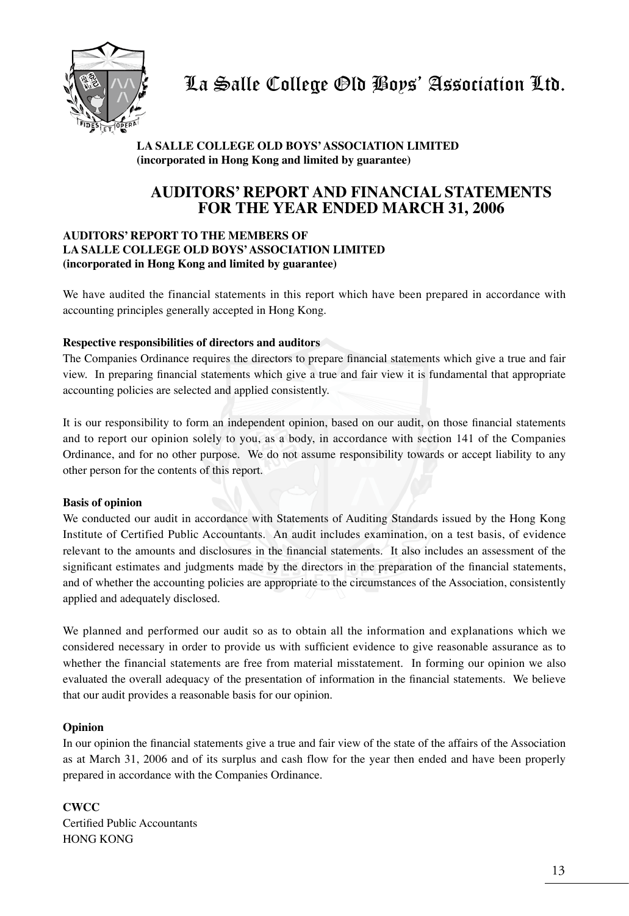# La Salle College Old Boys' Association Ltd.

**LA SALLE COLLEGE OLD BOYS' ASSOCIATION LIMITED**
**(incorporated in Hong Kong and limited by guarantee)**

## AUDITORS' REPORT AND FINANCIAL STATEMENTS FOR THE YEAR ENDED MARCH 31, 2006

**AUDITORS' REPORT TO THE MEMBERS OF**
**LA SALLE COLLEGE OLD BOYS' ASSOCIATION LIMITED**
**(incorporated in Hong Kong and limited by guarantee)**

We have audited the financial statements in this report which have been prepared in accordance with accounting principles generally accepted in Hong Kong.

**Respective responsibilities of directors and auditors**

The Companies Ordinance requires the directors to prepare financial statements which give a true and fair view. In preparing financial statements which give a true and fair view it is fundamental that appropriate accounting policies are selected and applied consistently.

It is our responsibility to form an independent opinion, based on our audit, on those financial statements and to report our opinion solely to you, as a body, in accordance with section 141 of the Companies Ordinance, and for no other purpose. We do not assume responsibility towards or accept liability to any other person for the contents of this report.

**Basis of opinion**

We conducted our audit in accordance with Statements of Auditing Standards issued by the Hong Kong Institute of Certified Public Accountants. An audit includes examination, on a test basis, of evidence relevant to the amounts and disclosures in the financial statements. It also includes an assessment of the significant estimates and judgments made by the directors in the preparation of the financial statements, and of whether the accounting policies are appropriate to the circumstances of the Association, consistently applied and adequately disclosed.

We planned and performed our audit so as to obtain all the information and explanations which we considered necessary in order to provide us with sufficient evidence to give reasonable assurance as to whether the financial statements are free from material misstatement. In forming our opinion we also evaluated the overall adequacy of the presentation of information in the financial statements. We believe that our audit provides a reasonable basis for our opinion.

**Opinion**

In our opinion the financial statements give a true and fair view of the state of the affairs of the Association as at March 31, 2006 and of its surplus and cash flow for the year then ended and have been properly prepared in accordance with the Companies Ordinance.

**CWCC**
Certified Public Accountants
HONG KONG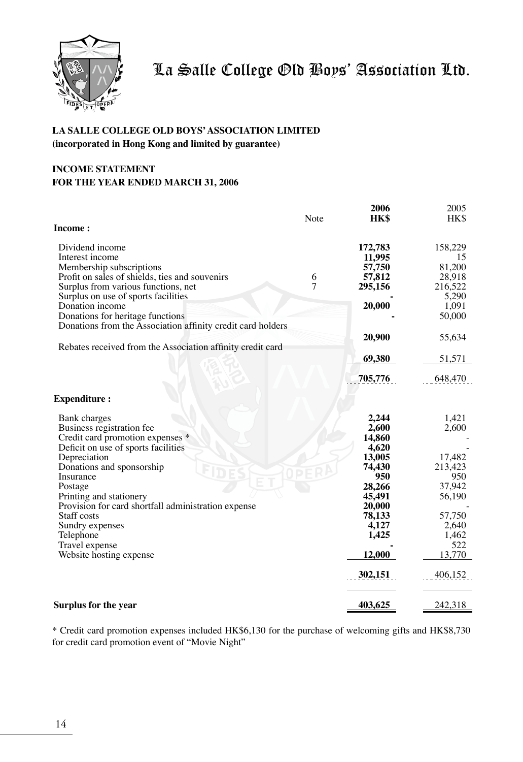# La Salle College Old Boys' Association Ltd.

**LA SALLE COLLEGE OLD BOYS' ASSOCIATION LIMITED**
**(incorporated in Hong Kong and limited by guarantee)**

**INCOME STATEMENT**
**FOR THE YEAR ENDED MARCH 31, 2006**

| | Note | **2006 HK$** | 2005 HK$ |
|---|---|---|---|
| **Income :** | | | |
| Dividend income | | **172,783** | 158,229 |
| Interest income | | **11,995** | 15 |
| Membership subscriptions | | **57,750** | 81,200 |
| Profit on sales of shields, ties and souvenirs | 6 | **57,812** | 28,918 |
| Surplus from various functions, net | 7 | **295,156** | 216,522 |
| Surplus on use of sports facilities | | **-** | 5,290 |
| Donation income | | **20,000** | 1,091 |
| Donations for heritage functions | | **-** | 50,000 |
| Donations from the Association affinity credit card holders | | **20,900** | 55,634 |
| Rebates received from the Association affinity credit card | | **69,380** | 51,571 |
| | | **705,776** | 648,470 |
| **Expenditure :** | | | |
| Bank charges | | **2,244** | 1,421 |
| Business registration fee | | **2,600** | 2,600 |
| Credit card promotion expenses * | | **14,860** | - |
| Deficit on use of sports facilities | | **4,620** | - |
| Depreciation | | **13,005** | 17,482 |
| Donations and sponsorship | | **74,430** | 213,423 |
| Insurance | | **950** | 950 |
| Postage | | **28,266** | 37,942 |
| Printing and stationery | | **45,491** | 56,190 |
| Provision for card shortfall administration expense | | **20,000** | - |
| Staff costs | | **78,133** | 57,750 |
| Sundry expenses | | **4,127** | 2,640 |
| Telephone | | **1,425** | 1,462 |
| Travel expense | | **-** | 522 |
| Website hosting expense | | **12,000** | 13,770 |
| | | **302,151** | 406,152 |
| **Surplus for the year** | | **403,625** | 242,318 |

* Credit card promotion expenses included HK$6,130 for the purchase of welcoming gifts and HK$8,730 for credit card promotion event of "Movie Night"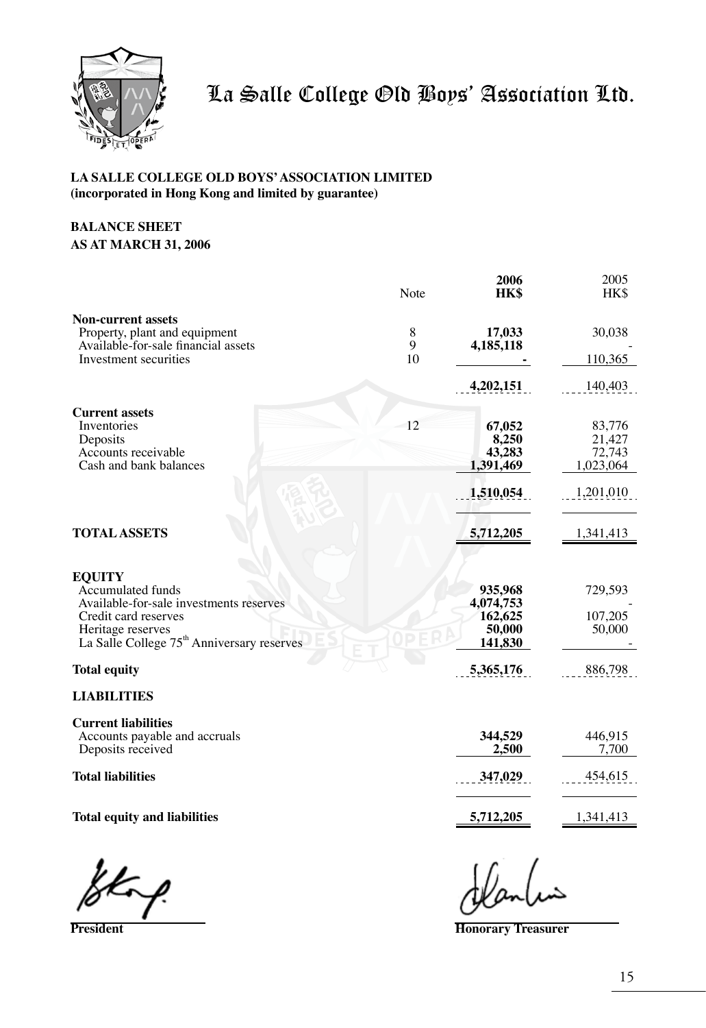# La Salle College Old Boys' Association Ltd.

**LA SALLE COLLEGE OLD BOYS' ASSOCIATION LIMITED**
**(incorporated in Hong Kong and limited by guarantee)**

**BALANCE SHEET**
**AS AT MARCH 31, 2006**

| | Note | **2006** **HK$** | 2005 HK$ |
|---|---|---|---|
| **Non-current assets** | | | |
| Property, plant and equipment | 8 | **17,033** | 30,038 |
| Available-for-sale financial assets | 9 | **4,185,118** | - |
| Investment securities | 10 | **-** | 110,365 |
| | | **4,202,151** | 140,403 |
| **Current assets** | | | |
| Inventories | 12 | **67,052** | 83,776 |
| Deposits | | **8,250** | 21,427 |
| Accounts receivable | | **43,283** | 72,743 |
| Cash and bank balances | | **1,391,469** | 1,023,064 |
| | | **1,510,054** | 1,201,010 |
| **TOTAL ASSETS** | | **5,712,205** | 1,341,413 |
| **EQUITY** | | | |
| Accumulated funds | | **935,968** | 729,593 |
| Available-for-sale investments reserves | | **4,074,753** | - |
| Credit card reserves | | **162,625** | 107,205 |
| Heritage reserves | | **50,000** | 50,000 |
| La Salle College 75th Anniversary reserves | | **141,830** | - |
| **Total equity** | | **5,365,176** | 886,798 |
| **LIABILITIES** | | | |
| **Current liabilities** | | | |
| Accounts payable and accruals | | **344,529** | 446,915 |
| Deposits received | | **2,500** | 7,700 |
| **Total liabilities** | | **347,029** | 454,615 |
| **Total equity and liabilities** | | **5,712,205** | 1,341,413 |

**President** **Honorary Treasurer**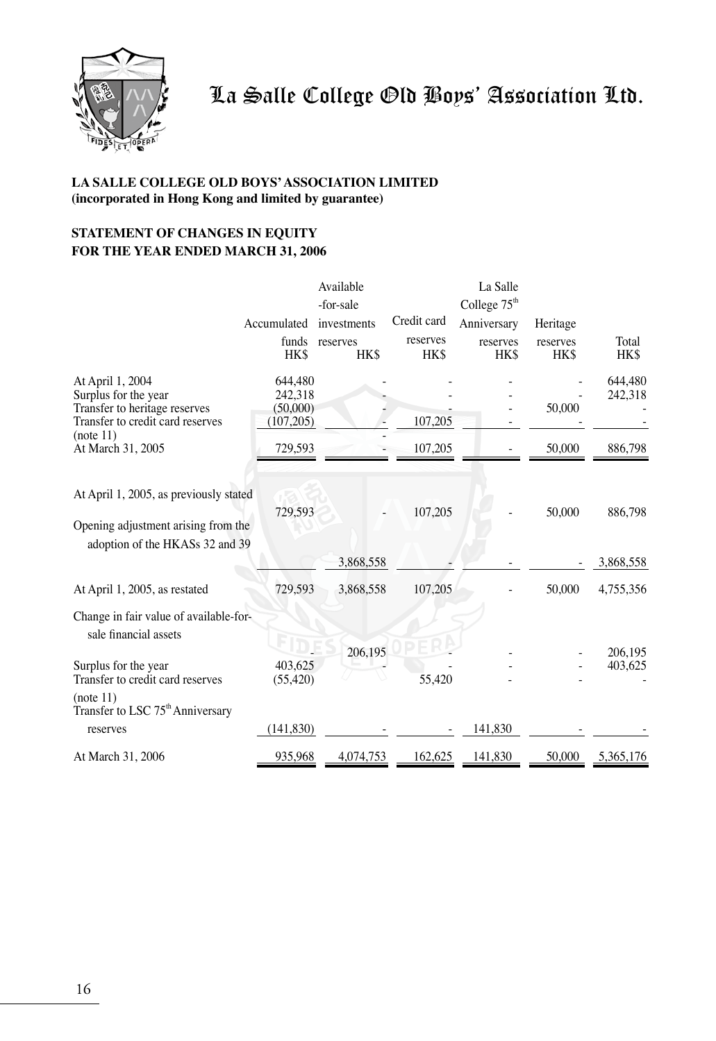La Salle College Old Boys' Association Ltd.

**LA SALLE COLLEGE OLD BOYS' ASSOCIATION LIMITED**
**(incorporated in Hong Kong and limited by guarantee)**

**STATEMENT OF CHANGES IN EQUITY**
**FOR THE YEAR ENDED MARCH 31, 2006**

| | Accumulated funds HK$ | Available-for-sale investments reserves HK$ | Credit card reserves HK$ | La Salle College 75th Anniversary reserves HK$ | Heritage reserves HK$ | Total HK$ |
|---|---|---|---|---|---|---|
| At April 1, 2004 | 644,480 | - | - | - | - | 644,480 |
| Surplus for the year | 242,318 | - | - | - | - | 242,318 |
| Transfer to heritage reserves | (50,000) | - | - | - | 50,000 | - |
| Transfer to credit card reserves (note 11) | (107,205) | - | 107,205 | - | - | - |
| At March 31, 2005 | 729,593 | - | 107,205 | - | 50,000 | 886,798 |
| At April 1, 2005, as previously stated | 729,593 | - | 107,205 | - | 50,000 | 886,798 |
| Opening adjustment arising from the adoption of the HKASs 32 and 39 | | 3,868,558 | - | - | - | 3,868,558 |
| At April 1, 2005, as restated | 729,593 | 3,868,558 | 107,205 | - | 50,000 | 4,755,356 |
| Change in fair value of available-for-sale financial assets | - | 206,195 | - | - | - | 206,195 |
| Surplus for the year | 403,625 | - | - | - | - | 403,625 |
| Transfer to credit card reserves (note 11) | (55,420) | | 55,420 | - | - | - |
| Transfer to LSC 75th Anniversary reserves | (141,830) | - | - | 141,830 | - | - |
| At March 31, 2006 | 935,968 | 4,074,753 | 162,625 | 141,830 | 50,000 | 5,365,176 |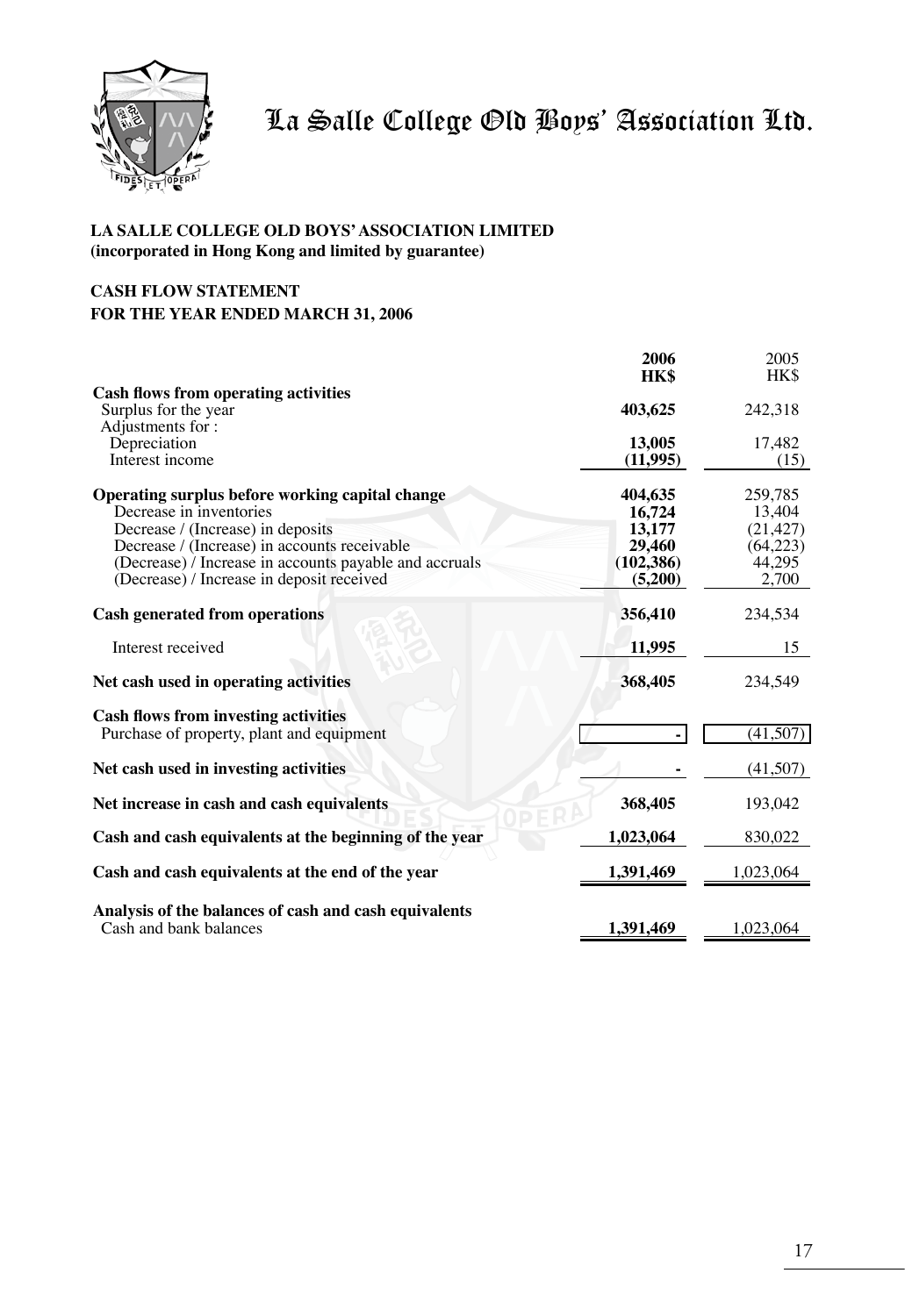# La Salle College Old Boys' Association Ltd.

**LA SALLE COLLEGE OLD BOYS' ASSOCIATION LIMITED**
**(incorporated in Hong Kong and limited by guarantee)**

**CASH FLOW STATEMENT**
**FOR THE YEAR ENDED MARCH 31, 2006**

| | **2006** **HK$** | 2005 HK$ |
|---|---|---|
| **Cash flows from operating activities** | | |
| Surplus for the year | **403,625** | 242,318 |
| Adjustments for : | | |
| Depreciation | **13,005** | 17,482 |
| Interest income | **(11,995)** | (15) |
| **Operating surplus before working capital change** | **404,635** | 259,785 |
| Decrease in inventories | **16,724** | 13,404 |
| Decrease / (Increase) in deposits | **13,177** | (21,427) |
| Decrease / (Increase) in accounts receivable | **29,460** | (64,223) |
| (Decrease) / Increase in accounts payable and accruals | **(102,386)** | 44,295 |
| (Decrease) / Increase in deposit received | **(5,200)** | 2,700 |
| **Cash generated from operations** | **356,410** | 234,534 |
| Interest received | **11,995** | 15 |
| **Net cash used in operating activities** | **368,405** | 234,549 |
| **Cash flows from investing activities** | | |
| Purchase of property, plant and equipment | **-** | (41,507) |
| **Net cash used in investing activities** | **-** | (41,507) |
| **Net increase in cash and cash equivalents** | **368,405** | 193,042 |
| **Cash and cash equivalents at the beginning of the year** | **1,023,064** | 830,022 |
| **Cash and cash equivalents at the end of the year** | **1,391,469** | 1,023,064 |
| **Analysis of the balances of cash and cash equivalents** | | |
| Cash and bank balances | **1,391,469** | 1,023,064 |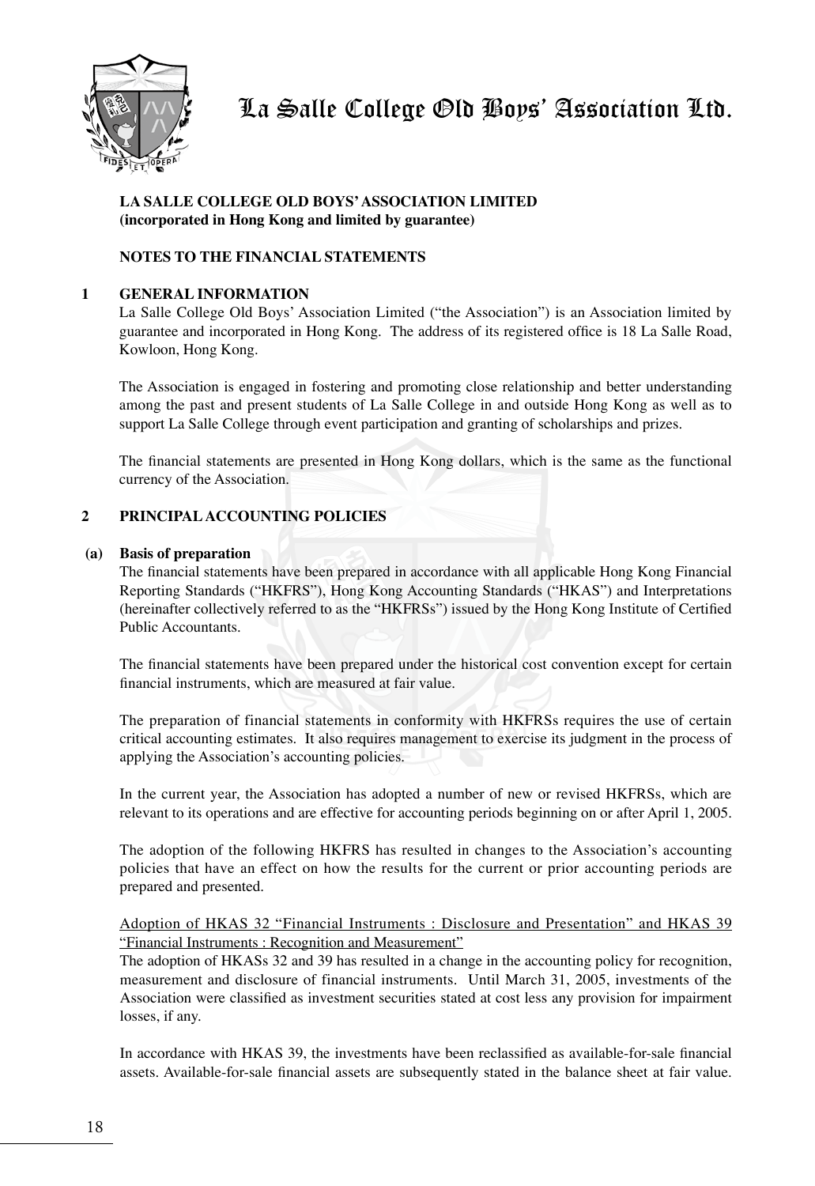# La Salle College Old Boys' Association Ltd.

**LA SALLE COLLEGE OLD BOYS' ASSOCIATION LIMITED**
**(incorporated in Hong Kong and limited by guarantee)**

**NOTES TO THE FINANCIAL STATEMENTS**

## 1 GENERAL INFORMATION

La Salle College Old Boys' Association Limited ("the Association") is an Association limited by guarantee and incorporated in Hong Kong. The address of its registered office is 18 La Salle Road, Kowloon, Hong Kong.

The Association is engaged in fostering and promoting close relationship and better understanding among the past and present students of La Salle College in and outside Hong Kong as well as to support La Salle College through event participation and granting of scholarships and prizes.

The financial statements are presented in Hong Kong dollars, which is the same as the functional currency of the Association.

## 2 PRINCIPAL ACCOUNTING POLICIES

### (a) Basis of preparation

The financial statements have been prepared in accordance with all applicable Hong Kong Financial Reporting Standards ("HKFRS"), Hong Kong Accounting Standards ("HKAS") and Interpretations (hereinafter collectively referred to as the "HKFRSs") issued by the Hong Kong Institute of Certified Public Accountants.

The financial statements have been prepared under the historical cost convention except for certain financial instruments, which are measured at fair value.

The preparation of financial statements in conformity with HKFRSs requires the use of certain critical accounting estimates. It also requires management to exercise its judgment in the process of applying the Association's accounting policies.

In the current year, the Association has adopted a number of new or revised HKFRSs, which are relevant to its operations and are effective for accounting periods beginning on or after April 1, 2005.

The adoption of the following HKFRS has resulted in changes to the Association's accounting policies that have an effect on how the results for the current or prior accounting periods are prepared and presented.

<u>Adoption of HKAS 32 "Financial Instruments : Disclosure and Presentation" and HKAS 39 "Financial Instruments : Recognition and Measurement"</u>

The adoption of HKASs 32 and 39 has resulted in a change in the accounting policy for recognition, measurement and disclosure of financial instruments. Until March 31, 2005, investments of the Association were classified as investment securities stated at cost less any provision for impairment losses, if any.

In accordance with HKAS 39, the investments have been reclassified as available-for-sale financial assets. Available-for-sale financial assets are subsequently stated in the balance sheet at fair value.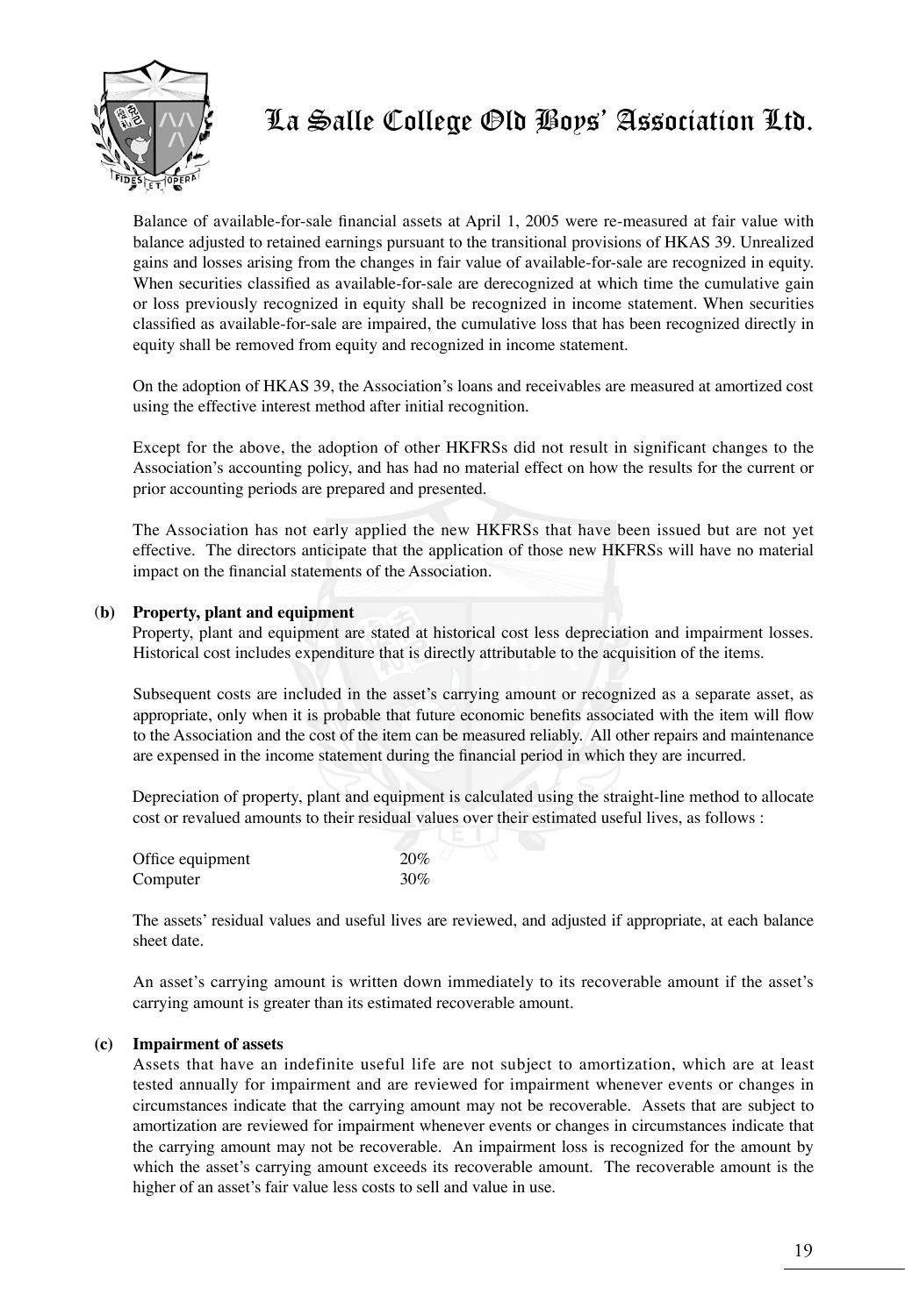Balance of available-for-sale financial assets at April 1, 2005 were re-measured at fair value with balance adjusted to retained earnings pursuant to the transitional provisions of HKAS 39. Unrealized gains and losses arising from the changes in fair value of available-for-sale are recognized in equity. When securities classified as available-for-sale are derecognized at which time the cumulative gain or loss previously recognized in equity shall be recognized in income statement. When securities classified as available-for-sale are impaired, the cumulative loss that has been recognized directly in equity shall be removed from equity and recognized in income statement.

On the adoption of HKAS 39, the Association's loans and receivables are measured at amortized cost using the effective interest method after initial recognition.

Except for the above, the adoption of other HKFRSs did not result in significant changes to the Association's accounting policy, and has had no material effect on how the results for the current or prior accounting periods are prepared and presented.

The Association has not early applied the new HKFRSs that have been issued but are not yet effective. The directors anticipate that the application of those new HKFRSs will have no material impact on the financial statements of the Association.

**(b) Property, plant and equipment**

Property, plant and equipment are stated at historical cost less depreciation and impairment losses. Historical cost includes expenditure that is directly attributable to the acquisition of the items.

Subsequent costs are included in the asset's carrying amount or recognized as a separate asset, as appropriate, only when it is probable that future economic benefits associated with the item will flow to the Association and the cost of the item can be measured reliably. All other repairs and maintenance are expensed in the income statement during the financial period in which they are incurred.

Depreciation of property, plant and equipment is calculated using the straight-line method to allocate cost or revalued amounts to their residual values over their estimated useful lives, as follows :

| | |
|---|---|
| Office equipment | 20% |
| Computer | 30% |

The assets' residual values and useful lives are reviewed, and adjusted if appropriate, at each balance sheet date.

An asset's carrying amount is written down immediately to its recoverable amount if the asset's carrying amount is greater than its estimated recoverable amount.

**(c) Impairment of assets**

Assets that have an indefinite useful life are not subject to amortization, which are at least tested annually for impairment and are reviewed for impairment whenever events or changes in circumstances indicate that the carrying amount may not be recoverable. Assets that are subject to amortization are reviewed for impairment whenever events or changes in circumstances indicate that the carrying amount may not be recoverable. An impairment loss is recognized for the amount by which the asset's carrying amount exceeds its recoverable amount. The recoverable amount is the higher of an asset's fair value less costs to sell and value in use.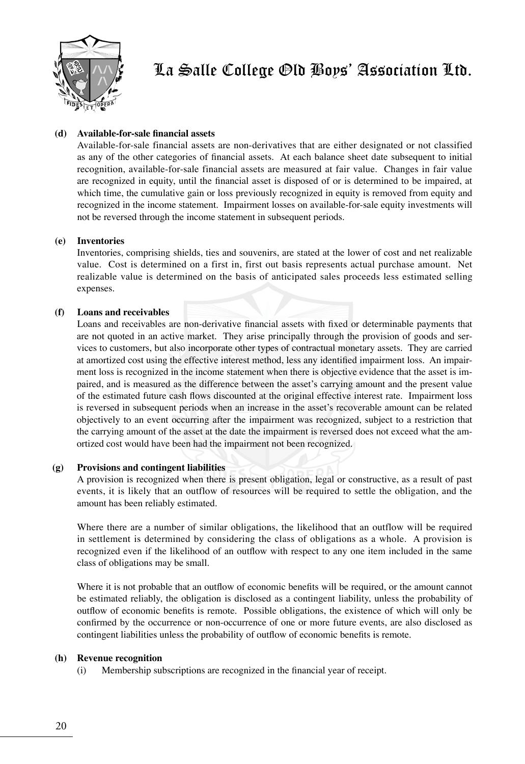**(d) Available-for-sale financial assets**

Available-for-sale financial assets are non-derivatives that are either designated or not classified as any of the other categories of financial assets. At each balance sheet date subsequent to initial recognition, available-for-sale financial assets are measured at fair value. Changes in fair value are recognized in equity, until the financial asset is disposed of or is determined to be impaired, at which time, the cumulative gain or loss previously recognized in equity is removed from equity and recognized in the income statement. Impairment losses on available-for-sale equity investments will not be reversed through the income statement in subsequent periods.

**(e) Inventories**

Inventories, comprising shields, ties and souvenirs, are stated at the lower of cost and net realizable value. Cost is determined on a first in, first out basis represents actual purchase amount. Net realizable value is determined on the basis of anticipated sales proceeds less estimated selling expenses.

**(f) Loans and receivables**

Loans and receivables are non-derivative financial assets with fixed or determinable payments that are not quoted in an active market. They arise principally through the provision of goods and services to customers, but also incorporate other types of contractual monetary assets. They are carried at amortized cost using the effective interest method, less any identified impairment loss. An impairment loss is recognized in the income statement when there is objective evidence that the asset is impaired, and is measured as the difference between the asset's carrying amount and the present value of the estimated future cash flows discounted at the original effective interest rate. Impairment loss is reversed in subsequent periods when an increase in the asset's recoverable amount can be related objectively to an event occurring after the impairment was recognized, subject to a restriction that the carrying amount of the asset at the date the impairment is reversed does not exceed what the amortized cost would have been had the impairment not been recognized.

**(g) Provisions and contingent liabilities**

A provision is recognized when there is present obligation, legal or constructive, as a result of past events, it is likely that an outflow of resources will be required to settle the obligation, and the amount has been reliably estimated.

Where there are a number of similar obligations, the likelihood that an outflow will be required in settlement is determined by considering the class of obligations as a whole. A provision is recognized even if the likelihood of an outflow with respect to any one item included in the same class of obligations may be small.

Where it is not probable that an outflow of economic benefits will be required, or the amount cannot be estimated reliably, the obligation is disclosed as a contingent liability, unless the probability of outflow of economic benefits is remote. Possible obligations, the existence of which will only be confirmed by the occurrence or non-occurrence of one or more future events, are also disclosed as contingent liabilities unless the probability of outflow of economic benefits is remote.

**(h) Revenue recognition**

(i) Membership subscriptions are recognized in the financial year of receipt.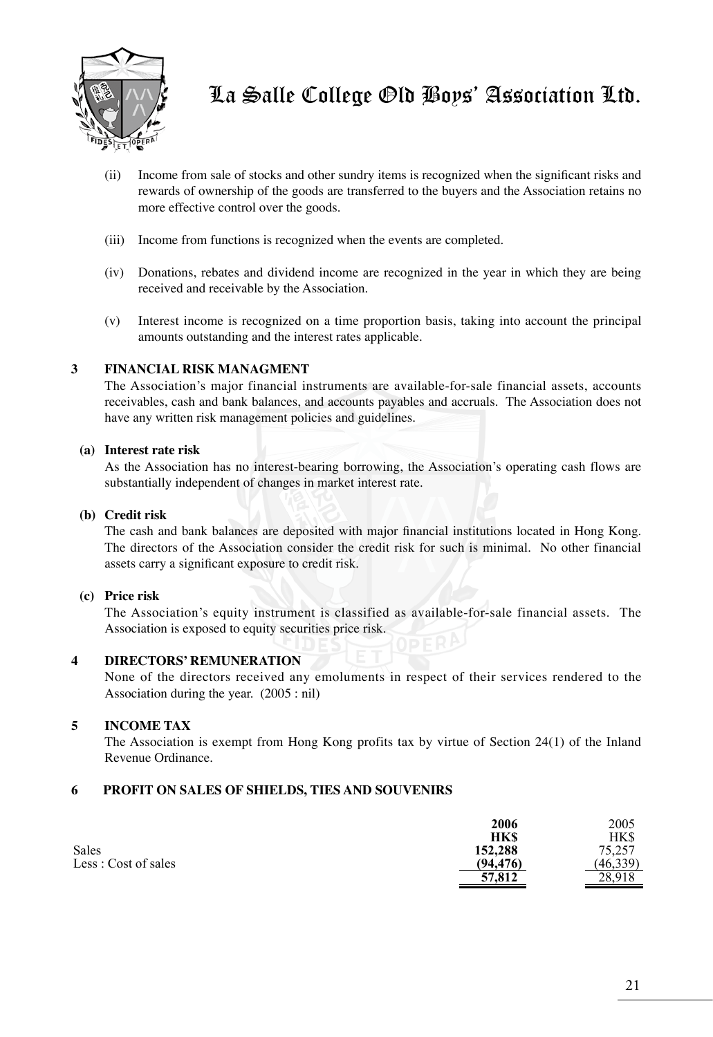(ii) Income from sale of stocks and other sundry items is recognized when the significant risks and rewards of ownership of the goods are transferred to the buyers and the Association retains no more effective control over the goods.

(iii) Income from functions is recognized when the events are completed.

(iv) Donations, rebates and dividend income are recognized in the year in which they are being received and receivable by the Association.

(v) Interest income is recognized on a time proportion basis, taking into account the principal amounts outstanding and the interest rates applicable.

## 3 FINANCIAL RISK MANAGMENT

The Association's major financial instruments are available-for-sale financial assets, accounts receivables, cash and bank balances, and accounts payables and accruals. The Association does not have any written risk management policies and guidelines.

**(a) Interest rate risk**

As the Association has no interest-bearing borrowing, the Association's operating cash flows are substantially independent of changes in market interest rate.

**(b) Credit risk**

The cash and bank balances are deposited with major financial institutions located in Hong Kong. The directors of the Association consider the credit risk for such is minimal. No other financial assets carry a significant exposure to credit risk.

**(c) Price risk**

The Association's equity instrument is classified as available-for-sale financial assets. The Association is exposed to equity securities price risk.

## 4 DIRECTORS' REMUNERATION

None of the directors received any emoluments in respect of their services rendered to the Association during the year. (2005 : nil)

## 5 INCOME TAX

The Association is exempt from Hong Kong profits tax by virtue of Section 24(1) of the Inland Revenue Ordinance.

## 6 PROFIT ON SALES OF SHIELDS, TIES AND SOUVENIRS

| | **2006** | 2005 |
|---|---|---|
| | **HK$** | HK$ |
| Sales | **152,288** | 75,257 |
| Less : Cost of sales | **(94,476)** | (46,339) |
| | **57,812** | 28,918 |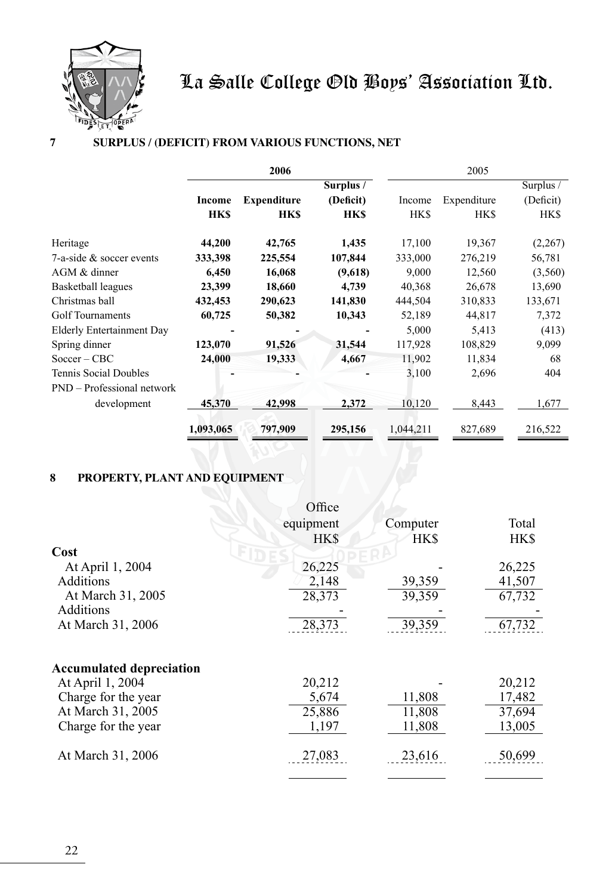# La Salle College Old Boys' Association Ltd.

## 7 SURPLUS / (DEFICIT) FROM VARIOUS FUNCTIONS, NET

| | 2006 | | | 2005 | | |
|---|---|---|---|---|---|---|
| | **Income** | **Expenditure** | **Surplus / (Deficit)** | Income | Expenditure | Surplus / (Deficit) |
| | **HK$** | **HK$** | **HK$** | HK$ | HK$ | HK$ |
| Heritage | **44,200** | **42,765** | **1,435** | 17,100 | 19,367 | (2,267) |
| 7-a-side & soccer events | **333,398** | **225,554** | **107,844** | 333,000 | 276,219 | 56,781 |
| AGM & dinner | **6,450** | **16,068** | **(9,618)** | 9,000 | 12,560 | (3,560) |
| Basketball leagues | **23,399** | **18,660** | **4,739** | 40,368 | 26,678 | 13,690 |
| Christmas ball | **432,453** | **290,623** | **141,830** | 444,504 | 310,833 | 133,671 |
| Golf Tournaments | **60,725** | **50,382** | **10,343** | 52,189 | 44,817 | 7,372 |
| Elderly Entertainment Day | **-** | **-** | **-** | 5,000 | 5,413 | (413) |
| Spring dinner | **123,070** | **91,526** | **31,544** | 117,928 | 108,829 | 9,099 |
| Soccer – CBC | **24,000** | **19,333** | **4,667** | 11,902 | 11,834 | 68 |
| Tennis Social Doubles | **-** | **-** | **-** | 3,100 | 2,696 | 404 |
| PND – Professional network development | **45,370** | **42,998** | **2,372** | 10,120 | 8,443 | 1,677 |
| | **1,093,065** | **797,909** | **295,156** | 1,044,211 | 827,689 | 216,522 |

## 8 PROPERTY, PLANT AND EQUIPMENT

| | Office equipment HK$ | Computer HK$ | Total HK$ |
|---|---|---|---|
| **Cost** | | | |
| At April 1, 2004 | 26,225 | - | 26,225 |
| Additions | 2,148 | 39,359 | 41,507 |
| At March 31, 2005 | 28,373 | 39,359 | 67,732 |
| Additions | - | - | - |
| At March 31, 2006 | 28,373 | 39,359 | 67,732 |
| **Accumulated depreciation** | | | |
| At April 1, 2004 | 20,212 | - | 20,212 |
| Charge for the year | 5,674 | 11,808 | 17,482 |
| At March 31, 2005 | 25,886 | 11,808 | 37,694 |
| Charge for the year | 1,197 | 11,808 | 13,005 |
| At March 31, 2006 | 27,083 | 23,616 | 50,699 |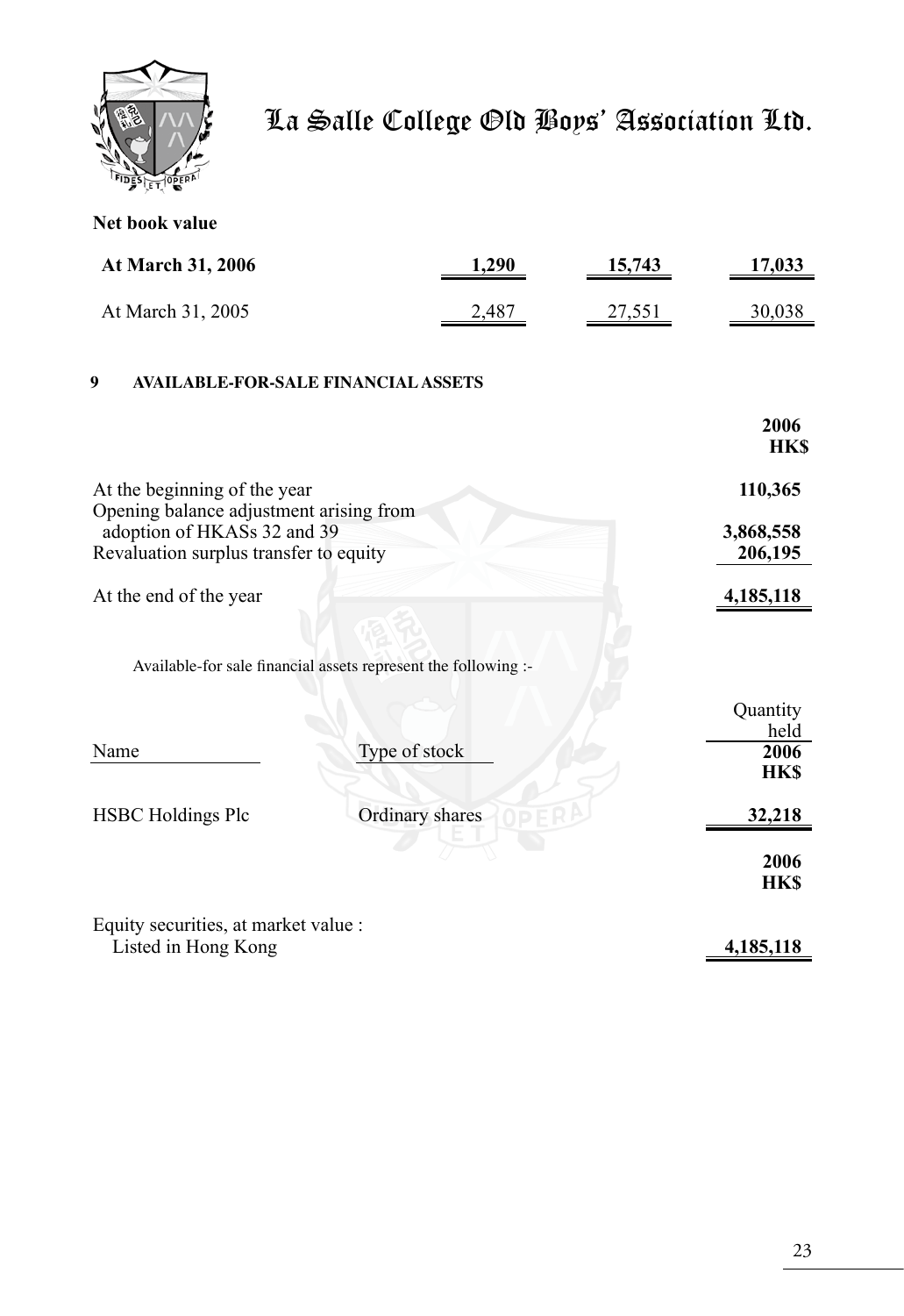**Net book value**

| | | | |
|---|---|---|---|
| **At March 31, 2006** | **1,290** | **15,743** | **17,033** |
| At March 31, 2005 | 2,487 | 27,551 | 30,038 |

### 9 AVAILABLE-FOR-SALE FINANCIAL ASSETS

| | **2006** **HK$** |
|---|---|
| At the beginning of the year | **110,365** |
| Opening balance adjustment arising from adoption of HKASs 32 and 39 | **3,868,558** |
| Revaluation surplus transfer to equity | **206,195** |
| At the end of the year | **4,185,118** |

Available-for sale financial assets represent the following :-

| Name | Type of stock | Quantity held **2006** **HK$** |
|---|---|---|
| HSBC Holdings Plc | Ordinary shares | **32,218** |

| | **2006** **HK$** |
|---|---|
| Equity securities, at market value : Listed in Hong Kong | **4,185,118** |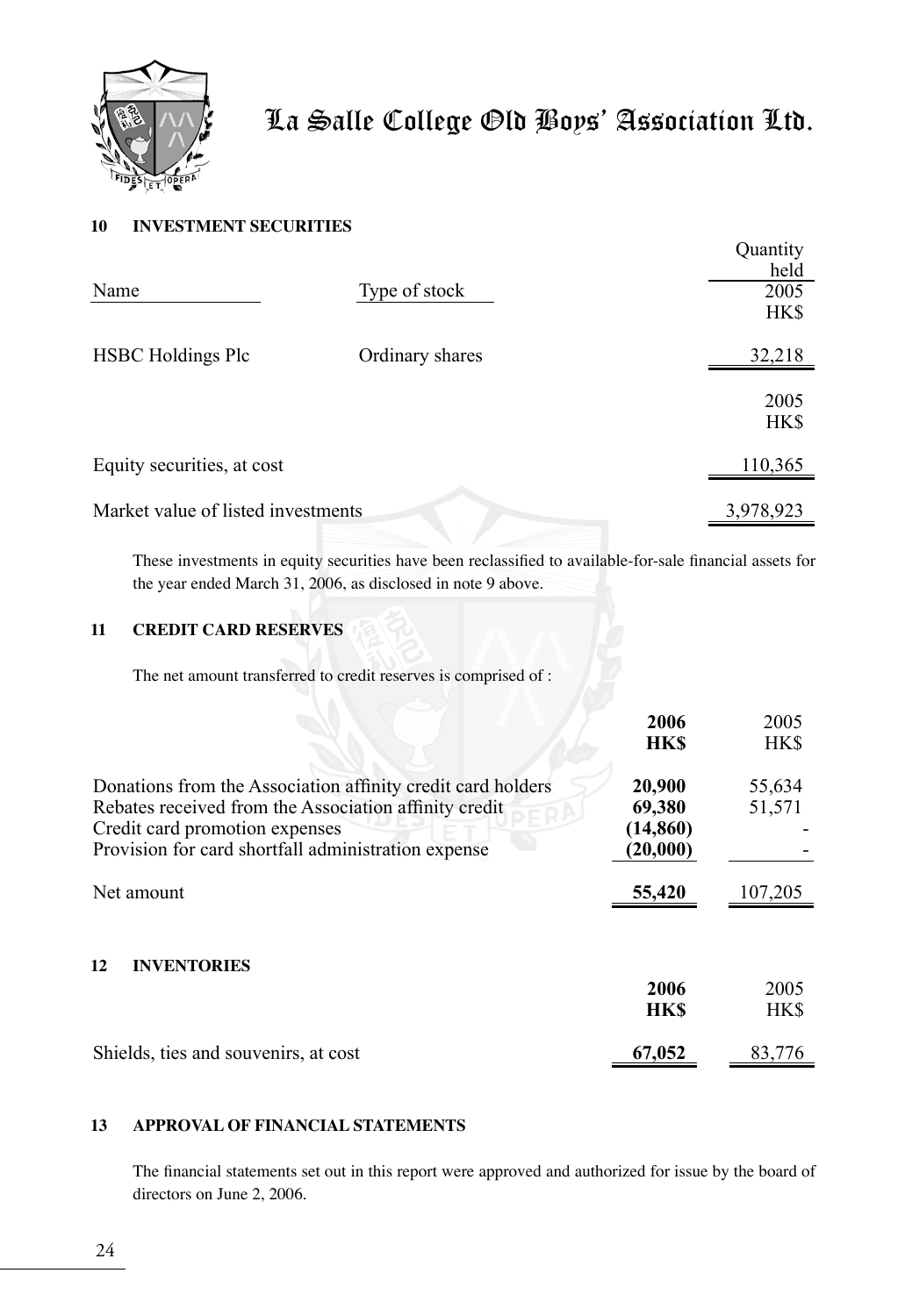## 10 INVESTMENT SECURITIES

| Name | Type of stock | Quantity held 2005 HK$ |
|---|---|---|
| HSBC Holdings Plc | Ordinary shares | 32,218 |

| | 2005 HK$ |
|---|---|
| Equity securities, at cost | 110,365 |
| Market value of listed investments | 3,978,923 |

These investments in equity securities have been reclassified to available-for-sale financial assets for the year ended March 31, 2006, as disclosed in note 9 above.

## 11 CREDIT CARD RESERVES

The net amount transferred to credit reserves is comprised of :

| | **2006 HK$** | 2005 HK$ |
|---|---|---|
| Donations from the Association affinity credit card holders | **20,900** | 55,634 |
| Rebates received from the Association affinity credit | **69,380** | 51,571 |
| Credit card promotion expenses | **(14,860)** | - |
| Provision for card shortfall administration expense | **(20,000)** | - |
| Net amount | **55,420** | 107,205 |

## 12 INVENTORIES

| | **2006 HK$** | 2005 HK$ |
|---|---|---|
| Shields, ties and souvenirs, at cost | **67,052** | 83,776 |

## 13 APPROVAL OF FINANCIAL STATEMENTS

The financial statements set out in this report were approved and authorized for issue by the board of directors on June 2, 2006.